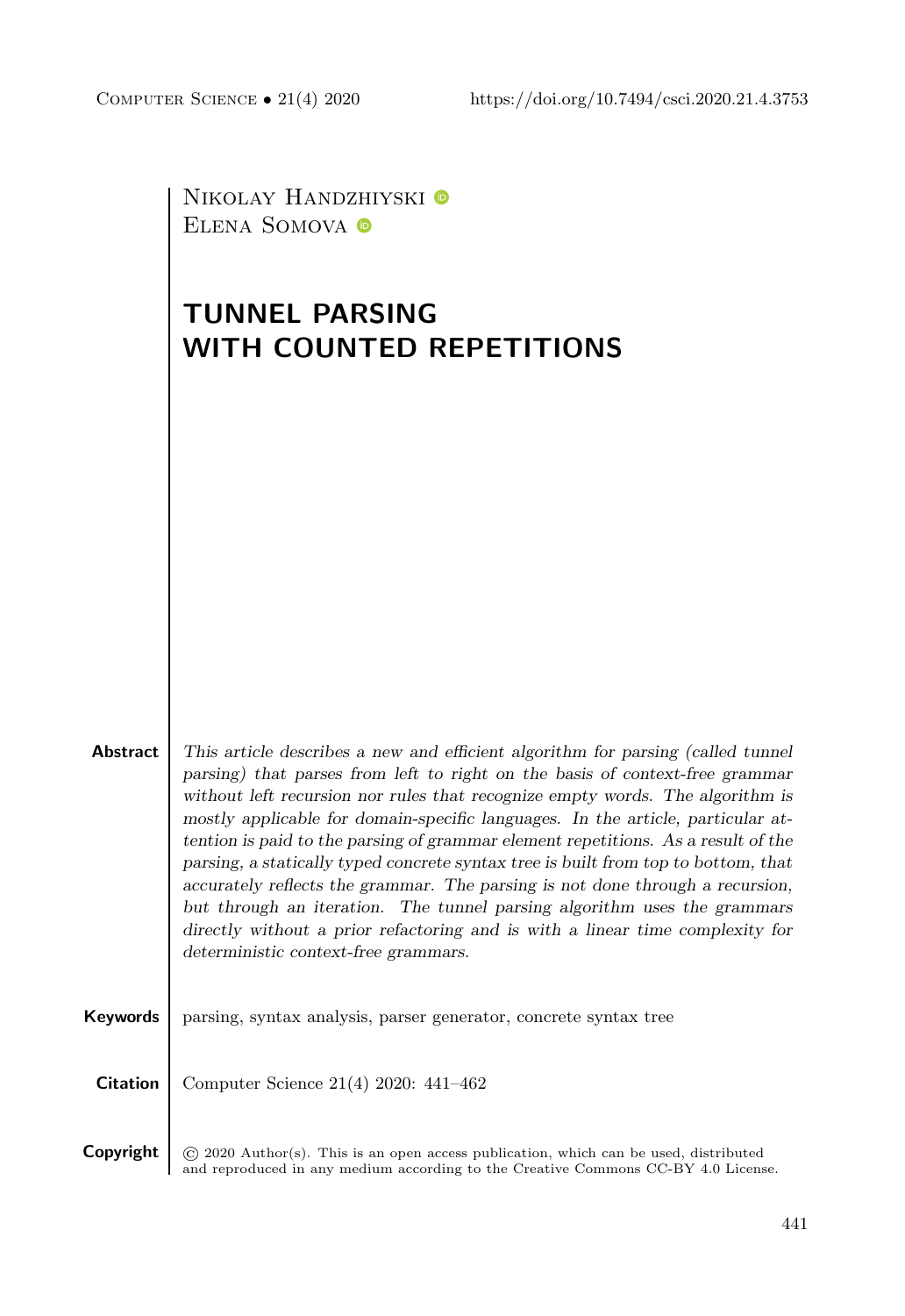Nikolay Handzhiyski
Elena Somova

# TUNNEL PARSING WITH COUNTED REPETITIONS

**Abstract** *This article describes a new and efficient algorithm for parsing (called tunnel parsing) that parses from left to right on the basis of context-free grammar without left recursion nor rules that recognize empty words. The algorithm is mostly applicable for domain-specific languages. In the article, particular attention is paid to the parsing of grammar element repetitions. As a result of the parsing, a statically typed concrete syntax tree is built from top to bottom, that accurately reflects the grammar. The parsing is not done through a recursion, but through an iteration. The tunnel parsing algorithm uses the grammars directly without a prior refactoring and is with a linear time complexity for deterministic context-free grammars.*

**Keywords** parsing, syntax analysis, parser generator, concrete syntax tree

**Citation** Computer Science 21(4) 2020: 441–462

**Copyright** © 2020 Author(s). This is an open access publication, which can be used, distributed and reproduced in any medium according to the Creative Commons CC-BY 4.0 License.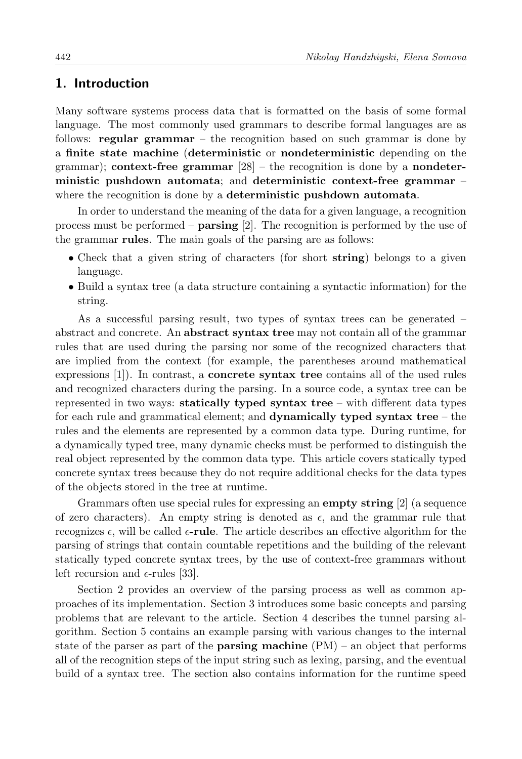## 1. Introduction

Many software systems process data that is formatted on the basis of some formal language. The most commonly used grammars to describe formal languages are as follows: **regular grammar** – the recognition based on such grammar is done by a **finite state machine** (**deterministic** or **nondeterministic** depending on the grammar); **context-free grammar** [28] – the recognition is done by a **nondeterministic pushdown automata**; and **deterministic context-free grammar** – where the recognition is done by a **deterministic pushdown automata**.

In order to understand the meaning of the data for a given language, a recognition process must be performed – **parsing** [2]. The recognition is performed by the use of the grammar **rules**. The main goals of the parsing are as follows:

- Check that a given string of characters (for short **string**) belongs to a given language.
- Build a syntax tree (a data structure containing a syntactic information) for the string.

As a successful parsing result, two types of syntax trees can be generated – abstract and concrete. An **abstract syntax tree** may not contain all of the grammar rules that are used during the parsing nor some of the recognized characters that are implied from the context (for example, the parentheses around mathematical expressions [1]). In contrast, a **concrete syntax tree** contains all of the used rules and recognized characters during the parsing. In a source code, a syntax tree can be represented in two ways: **statically typed syntax tree** – with different data types for each rule and grammatical element; and **dynamically typed syntax tree** – the rules and the elements are represented by a common data type. During runtime, for a dynamically typed tree, many dynamic checks must be performed to distinguish the real object represented by the common data type. This article covers statically typed concrete syntax trees because they do not require additional checks for the data types of the objects stored in the tree at runtime.

Grammars often use special rules for expressing an **empty string** [2] (a sequence of zero characters). An empty string is denoted as $\epsilon$, and the grammar rule that recognizes $\epsilon$, will be called **$\epsilon$-rule**. The article describes an effective algorithm for the parsing of strings that contain countable repetitions and the building of the relevant statically typed concrete syntax trees, by the use of context-free grammars without left recursion and $\epsilon$-rules [33].

Section 2 provides an overview of the parsing process as well as common approaches of its implementation. Section 3 introduces some basic concepts and parsing problems that are relevant to the article. Section 4 describes the tunnel parsing algorithm. Section 5 contains an example parsing with various changes to the internal state of the parser as part of the **parsing machine** (PM) – an object that performs all of the recognition steps of the input string such as lexing, parsing, and the eventual build of a syntax tree. The section also contains information for the runtime speed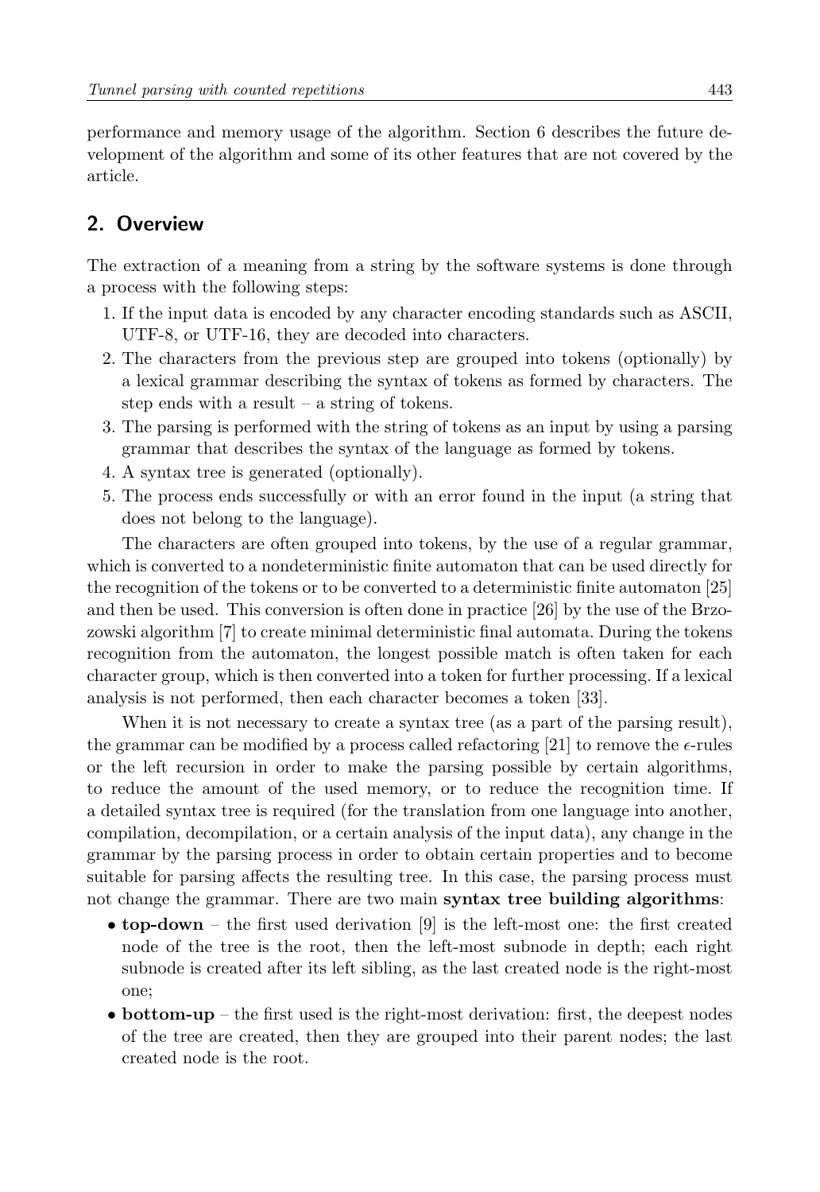performance and memory usage of the algorithm. Section 6 describes the future development of the algorithm and some of its other features that are not covered by the article.

## 2. Overview

The extraction of a meaning from a string by the software systems is done through a process with the following steps:

1. If the input data is encoded by any character encoding standards such as ASCII, UTF-8, or UTF-16, they are decoded into characters.
2. The characters from the previous step are grouped into tokens (optionally) by a lexical grammar describing the syntax of tokens as formed by characters. The step ends with a result – a string of tokens.
3. The parsing is performed with the string of tokens as an input by using a parsing grammar that describes the syntax of the language as formed by tokens.
4. A syntax tree is generated (optionally).
5. The process ends successfully or with an error found in the input (a string that does not belong to the language).

The characters are often grouped into tokens, by the use of a regular grammar, which is converted to a nondeterministic finite automaton that can be used directly for the recognition of the tokens or to be converted to a deterministic finite automaton [25] and then be used. This conversion is often done in practice [26] by the use of the Brzozowski algorithm [7] to create minimal deterministic final automata. During the tokens recognition from the automaton, the longest possible match is often taken for each character group, which is then converted into a token for further processing. If a lexical analysis is not performed, then each character becomes a token [33].

When it is not necessary to create a syntax tree (as a part of the parsing result), the grammar can be modified by a process called refactoring [21] to remove the $\epsilon$-rules or the left recursion in order to make the parsing possible by certain algorithms, to reduce the amount of the used memory, or to reduce the recognition time. If a detailed syntax tree is required (for the translation from one language into another, compilation, decompilation, or a certain analysis of the input data), any change in the grammar by the parsing process in order to obtain certain properties and to become suitable for parsing affects the resulting tree. In this case, the parsing process must not change the grammar. There are two main **syntax tree building algorithms**:

- **top-down** – the first used derivation [9] is the left-most one: the first created node of the tree is the root, then the left-most subnode in depth; each right subnode is created after its left sibling, as the last created node is the right-most one;
- **bottom-up** – the first used is the right-most derivation: first, the deepest nodes of the tree are created, then they are grouped into their parent nodes; the last created node is the root.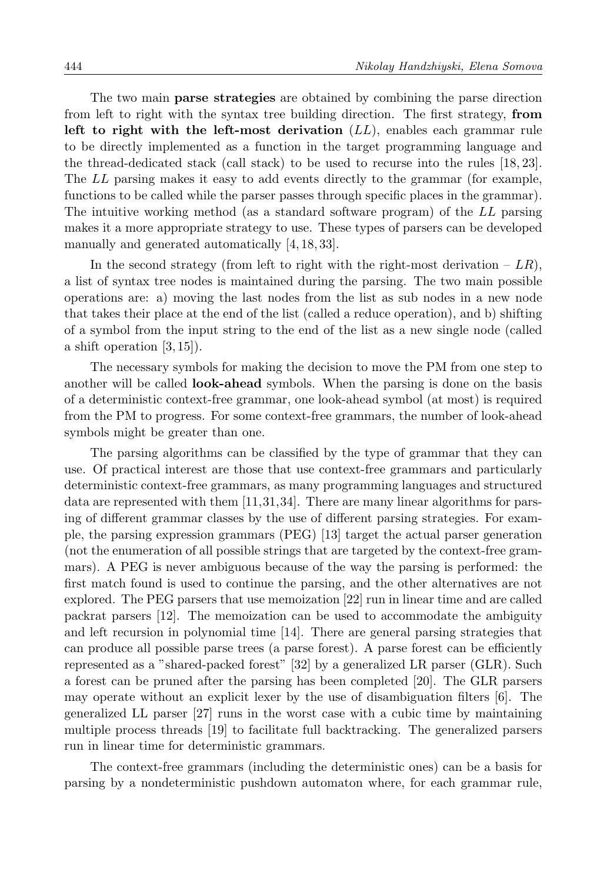The two main **parse strategies** are obtained by combining the parse direction from left to right with the syntax tree building direction. The first strategy, **from left to right with the left-most derivation** (*LL*), enables each grammar rule to be directly implemented as a function in the target programming language and the thread-dedicated stack (call stack) to be used to recurse into the rules [18, 23]. The *LL* parsing makes it easy to add events directly to the grammar (for example, functions to be called while the parser passes through specific places in the grammar). The intuitive working method (as a standard software program) of the *LL* parsing makes it a more appropriate strategy to use. These types of parsers can be developed manually and generated automatically [4, 18, 33].

In the second strategy (from left to right with the right-most derivation – *LR*), a list of syntax tree nodes is maintained during the parsing. The two main possible operations are: a) moving the last nodes from the list as sub nodes in a new node that takes their place at the end of the list (called a reduce operation), and b) shifting of a symbol from the input string to the end of the list as a new single node (called a shift operation [3, 15]).

The necessary symbols for making the decision to move the PM from one step to another will be called **look-ahead** symbols. When the parsing is done on the basis of a deterministic context-free grammar, one look-ahead symbol (at most) is required from the PM to progress. For some context-free grammars, the number of look-ahead symbols might be greater than one.

The parsing algorithms can be classified by the type of grammar that they can use. Of practical interest are those that use context-free grammars and particularly deterministic context-free grammars, as many programming languages and structured data are represented with them [11,31,34]. There are many linear algorithms for parsing of different grammar classes by the use of different parsing strategies. For example, the parsing expression grammars (PEG) [13] target the actual parser generation (not the enumeration of all possible strings that are targeted by the context-free grammars). A PEG is never ambiguous because of the way the parsing is performed: the first match found is used to continue the parsing, and the other alternatives are not explored. The PEG parsers that use memoization [22] run in linear time and are called packrat parsers [12]. The memoization can be used to accommodate the ambiguity and left recursion in polynomial time [14]. There are general parsing strategies that can produce all possible parse trees (a parse forest). A parse forest can be efficiently represented as a "shared-packed forest" [32] by a generalized LR parser (GLR). Such a forest can be pruned after the parsing has been completed [20]. The GLR parsers may operate without an explicit lexer by the use of disambiguation filters [6]. The generalized LL parser [27] runs in the worst case with a cubic time by maintaining multiple process threads [19] to facilitate full backtracking. The generalized parsers run in linear time for deterministic grammars.

The context-free grammars (including the deterministic ones) can be a basis for parsing by a nondeterministic pushdown automaton where, for each grammar rule,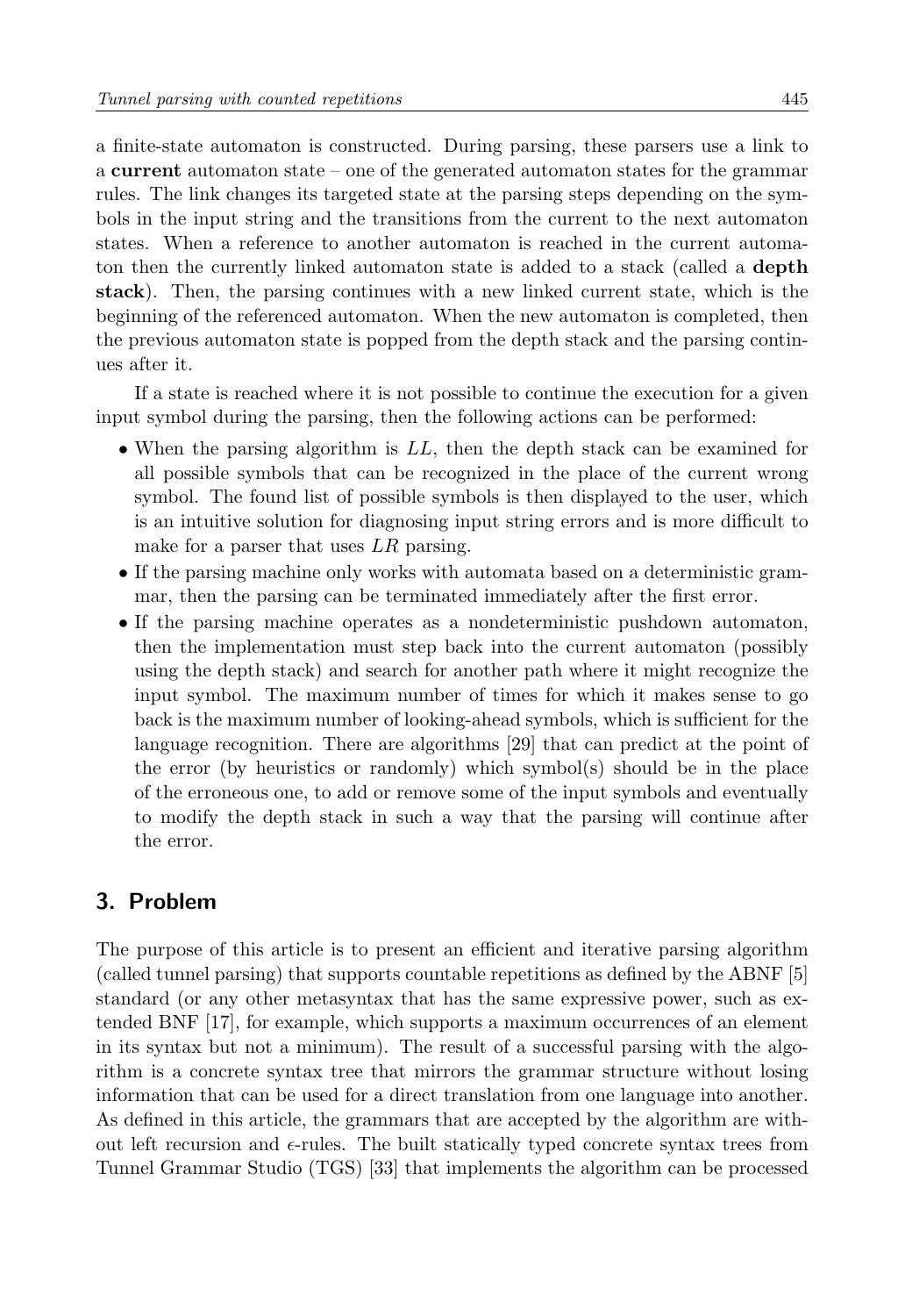a finite-state automaton is constructed. During parsing, these parsers use a link to a **current** automaton state – one of the generated automaton states for the grammar rules. The link changes its targeted state at the parsing steps depending on the symbols in the input string and the transitions from the current to the next automaton states. When a reference to another automaton is reached in the current automaton then the currently linked automaton state is added to a stack (called a **depth stack**). Then, the parsing continues with a new linked current state, which is the beginning of the referenced automaton. When the new automaton is completed, then the previous automaton state is popped from the depth stack and the parsing continues after it.

If a state is reached where it is not possible to continue the execution for a given input symbol during the parsing, then the following actions can be performed:

- When the parsing algorithm is $LL$, then the depth stack can be examined for all possible symbols that can be recognized in the place of the current wrong symbol. The found list of possible symbols is then displayed to the user, which is an intuitive solution for diagnosing input string errors and is more difficult to make for a parser that uses $LR$ parsing.
- If the parsing machine only works with automata based on a deterministic grammar, then the parsing can be terminated immediately after the first error.
- If the parsing machine operates as a nondeterministic pushdown automaton, then the implementation must step back into the current automaton (possibly using the depth stack) and search for another path where it might recognize the input symbol. The maximum number of times for which it makes sense to go back is the maximum number of looking-ahead symbols, which is sufficient for the language recognition. There are algorithms [29] that can predict at the point of the error (by heuristics or randomly) which symbol(s) should be in the place of the erroneous one, to add or remove some of the input symbols and eventually to modify the depth stack in such a way that the parsing will continue after the error.

## 3. Problem

The purpose of this article is to present an efficient and iterative parsing algorithm (called tunnel parsing) that supports countable repetitions as defined by the ABNF [5] standard (or any other metasyntax that has the same expressive power, such as extended BNF [17], for example, which supports a maximum occurrences of an element in its syntax but not a minimum). The result of a successful parsing with the algorithm is a concrete syntax tree that mirrors the grammar structure without losing information that can be used for a direct translation from one language into another. As defined in this article, the grammars that are accepted by the algorithm are without left recursion and $\epsilon$-rules. The built statically typed concrete syntax trees from Tunnel Grammar Studio (TGS) [33] that implements the algorithm can be processed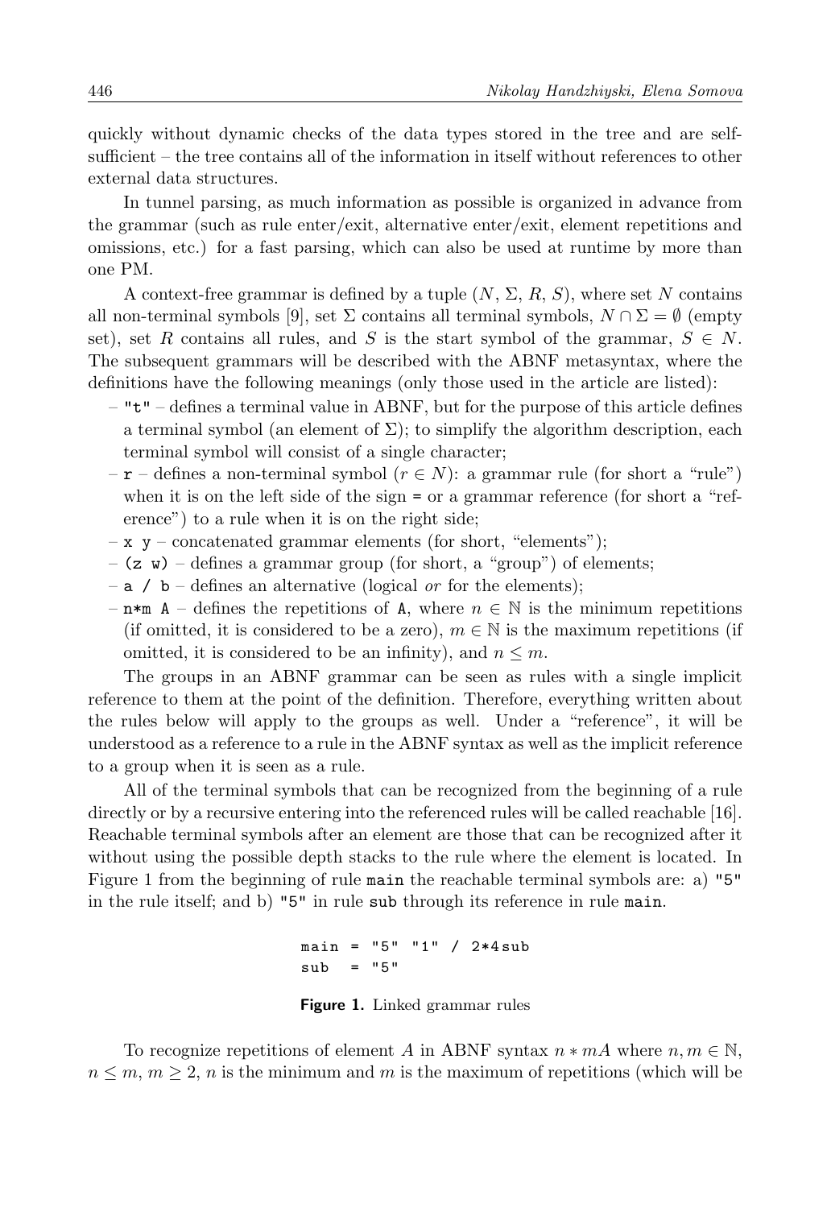quickly without dynamic checks of the data types stored in the tree and are self-sufficient – the tree contains all of the information in itself without references to other external data structures.

In tunnel parsing, as much information as possible is organized in advance from the grammar (such as rule enter/exit, alternative enter/exit, element repetitions and omissions, etc.) for a fast parsing, which can also be used at runtime by more than one PM.

A context-free grammar is defined by a tuple ($N$, $\Sigma$, $R$, $S$), where set $N$ contains all non-terminal symbols [9], set $\Sigma$ contains all terminal symbols, $N \cap \Sigma = \emptyset$ (empty set), set $R$ contains all rules, and $S$ is the start symbol of the grammar, $S \in N$. The subsequent grammars will be described with the ABNF metasyntax, where the definitions have the following meanings (only those used in the article are listed):

- `"t"` – defines a terminal value in ABNF, but for the purpose of this article defines a terminal symbol (an element of $\Sigma$); to simplify the algorithm description, each terminal symbol will consist of a single character;
- `r` – defines a non-terminal symbol ($r \in N$): a grammar rule (for short a "rule") when it is on the left side of the sign `=` or a grammar reference (for short a "reference") to a rule when it is on the right side;
- `x y` – concatenated grammar elements (for short, "elements");
- `(z w)` – defines a grammar group (for short, a "group") of elements;
- `a / b` – defines an alternative (logical *or* for the elements);
- `n*m A` – defines the repetitions of `A`, where $n \in \mathbb{N}$ is the minimum repetitions (if omitted, it is considered to be a zero), $m \in \mathbb{N}$ is the maximum repetitions (if omitted, it is considered to be an infinity), and $n \leq m$.

The groups in an ABNF grammar can be seen as rules with a single implicit reference to them at the point of the definition. Therefore, everything written about the rules below will apply to the groups as well. Under a "reference", it will be understood as a reference to a rule in the ABNF syntax as well as the implicit reference to a group when it is seen as a rule.

All of the terminal symbols that can be recognized from the beginning of a rule directly or by a recursive entering into the referenced rules will be called reachable [16]. Reachable terminal symbols after an element are those that can be recognized after it without using the possible depth stacks to the rule where the element is located. In Figure 1 from the beginning of rule `main` the reachable terminal symbols are: a) `"5"` in the rule itself; and b) `"5"` in rule `sub` through its reference in rule `main`.

```
main = "5" "1" / 2*4sub
sub  = "5"
```

**Figure 1.** Linked grammar rules

To recognize repetitions of element $A$ in ABNF syntax $n * mA$ where $n, m \in \mathbb{N}$, $n \leq m$, $m \geq 2$, $n$ is the minimum and $m$ is the maximum of repetitions (which will be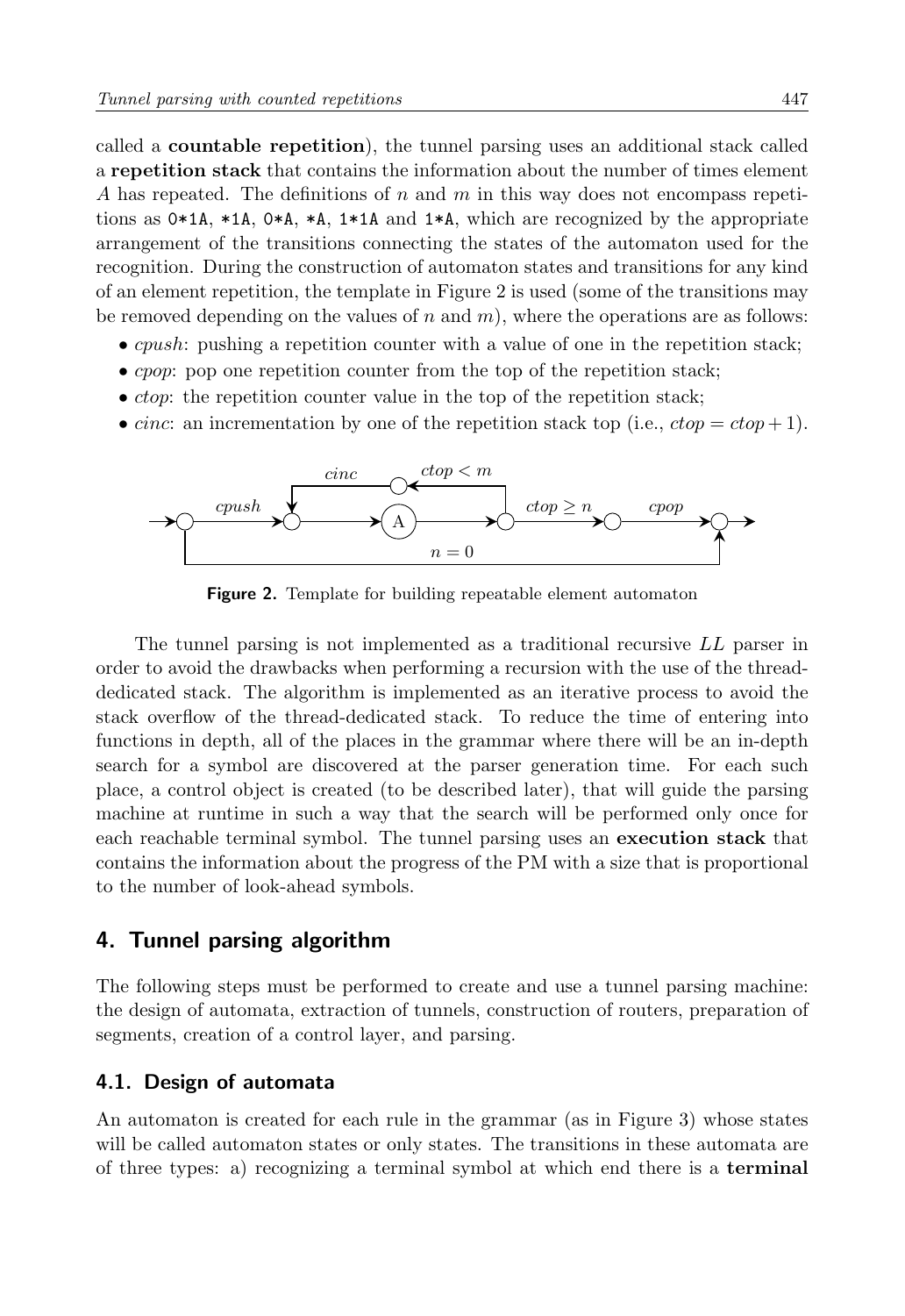called a **countable repetition**), the tunnel parsing uses an additional stack called a **repetition stack** that contains the information about the number of times element $A$ has repeated. The definitions of $n$ and $m$ in this way does not encompass repetitions as `0*1A`, `*1A`, `0*A`, `*A`, `1*1A` and `1*A`, which are recognized by the appropriate arrangement of the transitions connecting the states of the automaton used for the recognition. During the construction of automaton states and transitions for any kind of an element repetition, the template in Figure 2 is used (some of the transitions may be removed depending on the values of $n$ and $m$), where the operations are as follows:

- *cpush*: pushing a repetition counter with a value of one in the repetition stack;
- *cpop*: pop one repetition counter from the top of the repetition stack;
- *ctop*: the repetition counter value in the top of the repetition stack;
- *cinc*: an incrementation by one of the repetition stack top (i.e., $ctop = ctop + 1$).

**Figure 2.** Template for building repeatable element automaton

The tunnel parsing is not implemented as a traditional recursive $LL$ parser in order to avoid the drawbacks when performing a recursion with the use of the thread-dedicated stack. The algorithm is implemented as an iterative process to avoid the stack overflow of the thread-dedicated stack. To reduce the time of entering into functions in depth, all of the places in the grammar where there will be an in-depth search for a symbol are discovered at the parser generation time. For each such place, a control object is created (to be described later), that will guide the parsing machine at runtime in such a way that the search will be performed only once for each reachable terminal symbol. The tunnel parsing uses an **execution stack** that contains the information about the progress of the PM with a size that is proportional to the number of look-ahead symbols.

## 4. Tunnel parsing algorithm

The following steps must be performed to create and use a tunnel parsing machine: the design of automata, extraction of tunnels, construction of routers, preparation of segments, creation of a control layer, and parsing.

### 4.1. Design of automata

An automaton is created for each rule in the grammar (as in Figure 3) whose states will be called automaton states or only states. The transitions in these automata are of three types: a) recognizing a terminal symbol at which end there is a **terminal**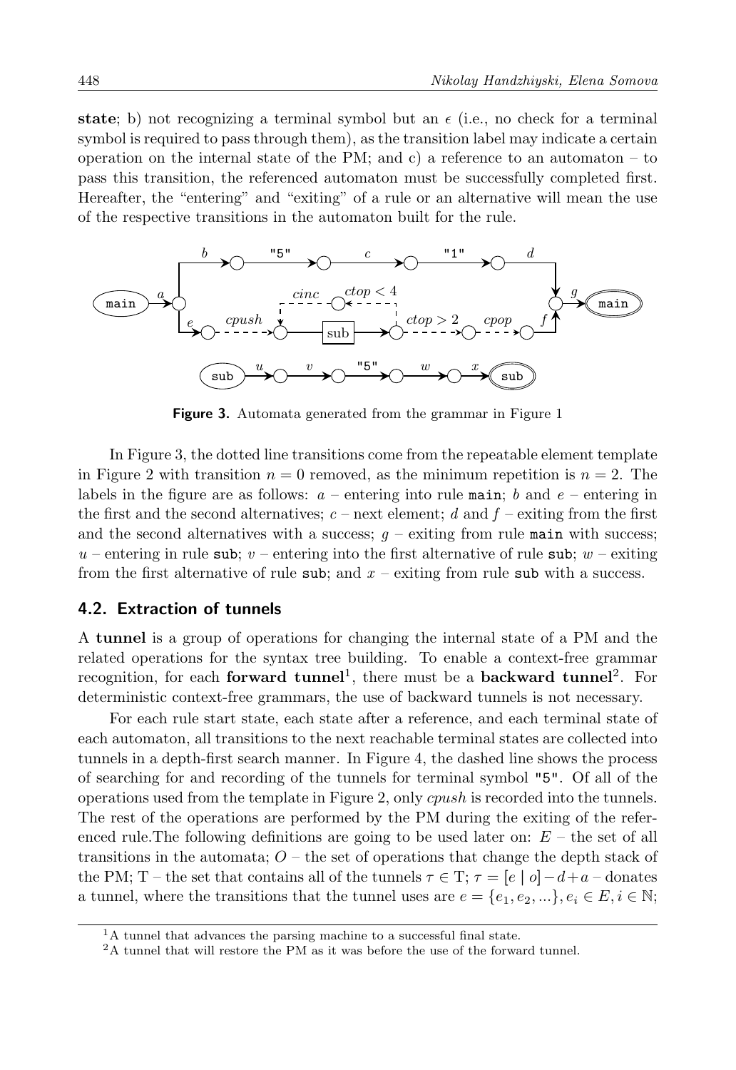**state**; b) not recognizing a terminal symbol but an $\epsilon$ (i.e., no check for a terminal symbol is required to pass through them), as the transition label may indicate a certain operation on the internal state of the PM; and c) a reference to an automaton – to pass this transition, the referenced automaton must be successfully completed first. Hereafter, the "entering" and "exiting" of a rule or an alternative will mean the use of the respective transitions in the automaton built for the rule.

**Figure 3.** Automata generated from the grammar in Figure 1

In Figure 3, the dotted line transitions come from the repeatable element template in Figure 2 with transition $n = 0$ removed, as the minimum repetition is $n = 2$. The labels in the figure are as follows: $a$ – entering into rule `main`; $b$ and $e$ – entering in the first and the second alternatives; $c$ – next element; $d$ and $f$ – exiting from the first and the second alternatives with a success; $g$ – exiting from rule `main` with success; $u$ – entering in rule `sub`; $v$ – entering into the first alternative of rule `sub`; $w$ – exiting from the first alternative of rule `sub`; and $x$ – exiting from rule `sub` with a success.

## 4.2. Extraction of tunnels

A **tunnel** is a group of operations for changing the internal state of a PM and the related operations for the syntax tree building. To enable a context-free grammar recognition, for each **forward tunnel**[1], there must be a **backward tunnel**[2]. For deterministic context-free grammars, the use of backward tunnels is not necessary.

For each rule start state, each state after a reference, and each terminal state of each automaton, all transitions to the next reachable terminal states are collected into tunnels in a depth-first search manner. In Figure 4, the dashed line shows the process of searching for and recording of the tunnels for terminal symbol "5". Of all of the operations used from the template in Figure 2, only *cpush* is recorded into the tunnels. The rest of the operations are performed by the PM during the exiting of the referenced rule.The following definitions are going to be used later on: $E$ – the set of all transitions in the automata; $O$ – the set of operations that change the depth stack of the PM; $\mathrm{T}$ – the set that contains all of the tunnels $\tau \in \mathrm{T}$; $\tau = [e \mid o] - d + a$ – donates a tunnel, where the transitions that the tunnel uses are $e = \{e_1, e_2, ...\}, e_i \in E, i \in \mathbb{N}$;

[1] A tunnel that advances the parsing machine to a successful final state.

[2] A tunnel that will restore the PM as it was before the use of the forward tunnel.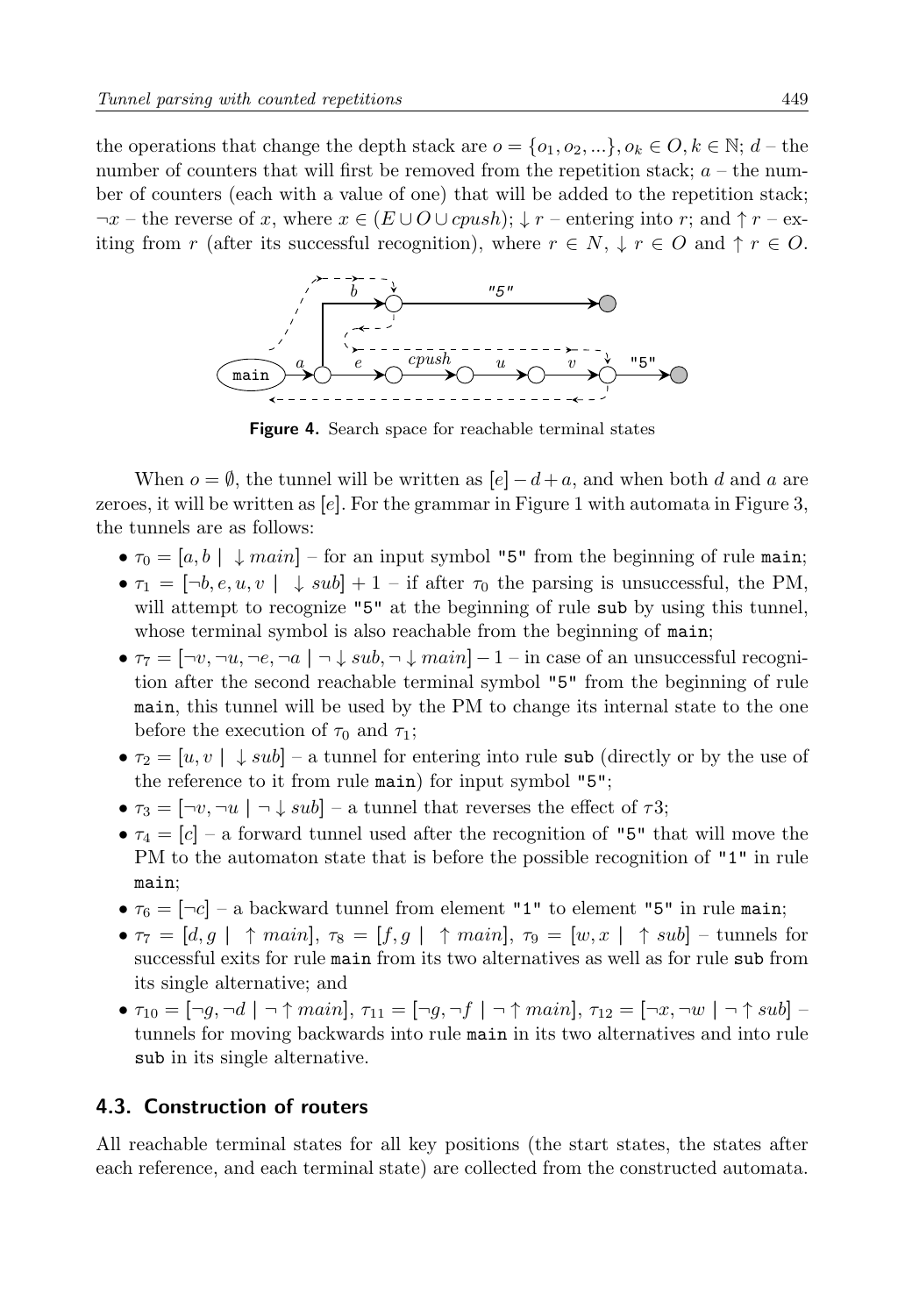the operations that change the depth stack are $o = \{o_1, o_2, ...\}, o_k \in O, k \in \mathbb{N}$; $d$ – the number of counters that will first be removed from the repetition stack; $a$ – the number of counters (each with a value of one) that will be added to the repetition stack; $\neg x$ – the reverse of $x$, where $x \in (E \cup O \cup cpush)$; $\downarrow r$ – entering into $r$; and $\uparrow r$ – exiting from $r$ (after its successful recognition), where $r \in N$, $\downarrow r \in O$ and $\uparrow r \in O$.

**Figure 4.** Search space for reachable terminal states

When $o = \emptyset$, the tunnel will be written as $[e] - d + a$, and when both $d$ and $a$ are zeroes, it will be written as $[e]$. For the grammar in Figure 1 with automata in Figure 3, the tunnels are as follows:

- $\tau_0 = [a, b \mid \downarrow main]$ – for an input symbol "5" from the beginning of rule `main`;
- $\tau_1 = [\neg b, e, u, v \mid \downarrow sub] + 1$ – if after $\tau_0$ the parsing is unsuccessful, the PM, will attempt to recognize "5" at the beginning of rule `sub` by using this tunnel, whose terminal symbol is also reachable from the beginning of `main`;
- $\tau_7 = [\neg v, \neg u, \neg e, \neg a \mid \neg \downarrow sub, \neg \downarrow main] - 1$ – in case of an unsuccessful recognition after the second reachable terminal symbol "5" from the beginning of rule `main`, this tunnel will be used by the PM to change its internal state to the one before the execution of $\tau_0$ and $\tau_1$;
- $\tau_2 = [u, v \mid \downarrow sub]$ – a tunnel for entering into rule `sub` (directly or by the use of the reference to it from rule `main`) for input symbol "5";
- $\tau_3 = [\neg v, \neg u \mid \neg \downarrow sub]$ – a tunnel that reverses the effect of $\tau 3$;
- $\tau_4 = [c]$ – a forward tunnel used after the recognition of "5" that will move the PM to the automaton state that is before the possible recognition of "1" in rule `main`;
- $\tau_6 = [\neg c]$ – a backward tunnel from element "1" to element "5" in rule `main`;
- $\tau_7 = [d, g \mid \uparrow main]$, $\tau_8 = [f, g \mid \uparrow main]$, $\tau_9 = [w, x \mid \uparrow sub]$ – tunnels for successful exits for rule `main` from its two alternatives as well as for rule `sub` from its single alternative; and
- $\tau_{10} = [\neg g, \neg d \mid \neg \uparrow main]$, $\tau_{11} = [\neg g, \neg f \mid \neg \uparrow main]$, $\tau_{12} = [\neg x, \neg w \mid \neg \uparrow sub]$ – tunnels for moving backwards into rule `main` in its two alternatives and into rule `sub` in its single alternative.

## 4.3. Construction of routers

All reachable terminal states for all key positions (the start states, the states after each reference, and each terminal state) are collected from the constructed automata.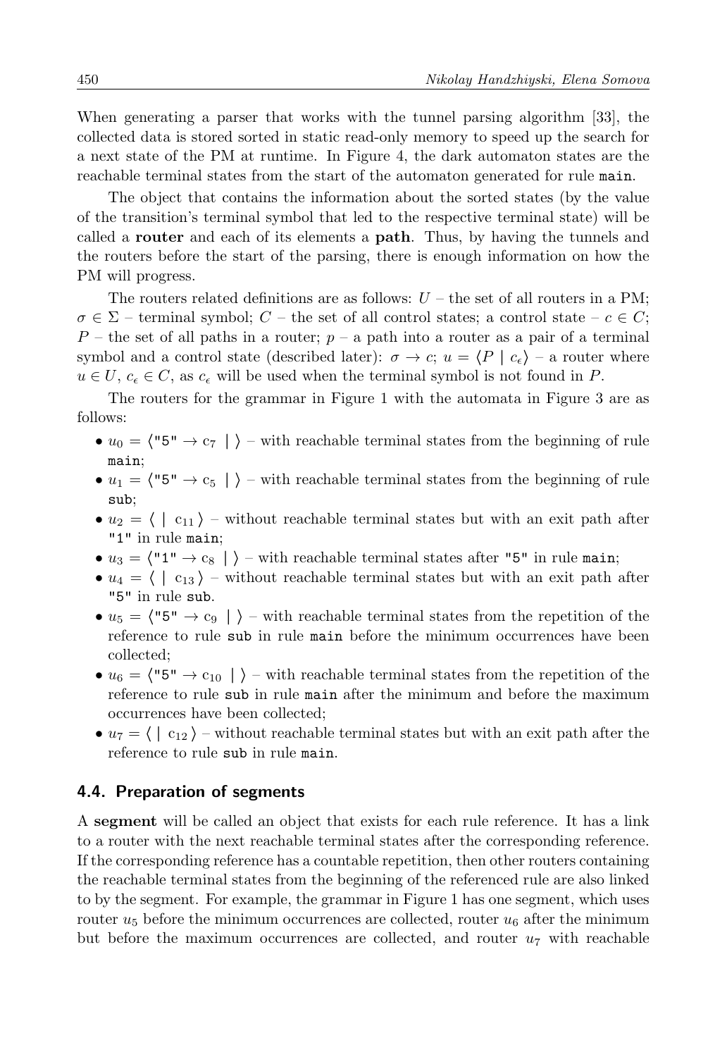When generating a parser that works with the tunnel parsing algorithm [33], the collected data is stored sorted in static read-only memory to speed up the search for a next state of the PM at runtime. In Figure 4, the dark automaton states are the reachable terminal states from the start of the automaton generated for rule `main`.

The object that contains the information about the sorted states (by the value of the transition's terminal symbol that led to the respective terminal state) will be called a **router** and each of its elements a **path**. Thus, by having the tunnels and the routers before the start of the parsing, there is enough information on how the PM will progress.

The routers related definitions are as follows: $U$ – the set of all routers in a PM; $\sigma \in \Sigma$ – terminal symbol; $C$ – the set of all control states; a control state – $c \in C$; $P$ – the set of all paths in a router; $p$ – a path into a router as a pair of a terminal symbol and a control state (described later): $\sigma \to c$; $u = \langle P \mid c_\epsilon \rangle$ – a router where $u \in U$, $c_\epsilon \in C$, as $c_\epsilon$ will be used when the terminal symbol is not found in $P$.

The routers for the grammar in Figure 1 with the automata in Figure 3 are as follows:

- $u_0 = \langle$"5" $\to \mathrm{c}_7 \mid \rangle$ – with reachable terminal states from the beginning of rule `main`;
- $u_1 = \langle$"5" $\to \mathrm{c}_5 \mid \rangle$ – with reachable terminal states from the beginning of rule `sub`;
- $u_2 = \langle \mid \mathrm{c}_{11} \rangle$ – without reachable terminal states but with an exit path after `"1"` in rule `main`;
- $u_3 = \langle$"1" $\to \mathrm{c}_8 \mid \rangle$ – with reachable terminal states after `"5"` in rule `main`;
- $u_4 = \langle \mid \mathrm{c}_{13} \rangle$ – without reachable terminal states but with an exit path after `"5"` in rule `sub`.
- $u_5 = \langle$"5" $\to \mathrm{c}_9 \mid \rangle$ – with reachable terminal states from the repetition of the reference to rule `sub` in rule `main` before the minimum occurrences have been collected;
- $u_6 = \langle$"5" $\to \mathrm{c}_{10} \mid \rangle$ – with reachable terminal states from the repetition of the reference to rule `sub` in rule `main` after the minimum and before the maximum occurrences have been collected;
- $u_7 = \langle \mid \mathrm{c}_{12} \rangle$ – without reachable terminal states but with an exit path after the reference to rule `sub` in rule `main`.

### 4.4. Preparation of segments

A **segment** will be called an object that exists for each rule reference. It has a link to a router with the next reachable terminal states after the corresponding reference. If the corresponding reference has a countable repetition, then other routers containing the reachable terminal states from the beginning of the referenced rule are also linked to by the segment. For example, the grammar in Figure 1 has one segment, which uses router $u_5$ before the minimum occurrences are collected, router $u_6$ after the minimum but before the maximum occurrences are collected, and router $u_7$ with reachable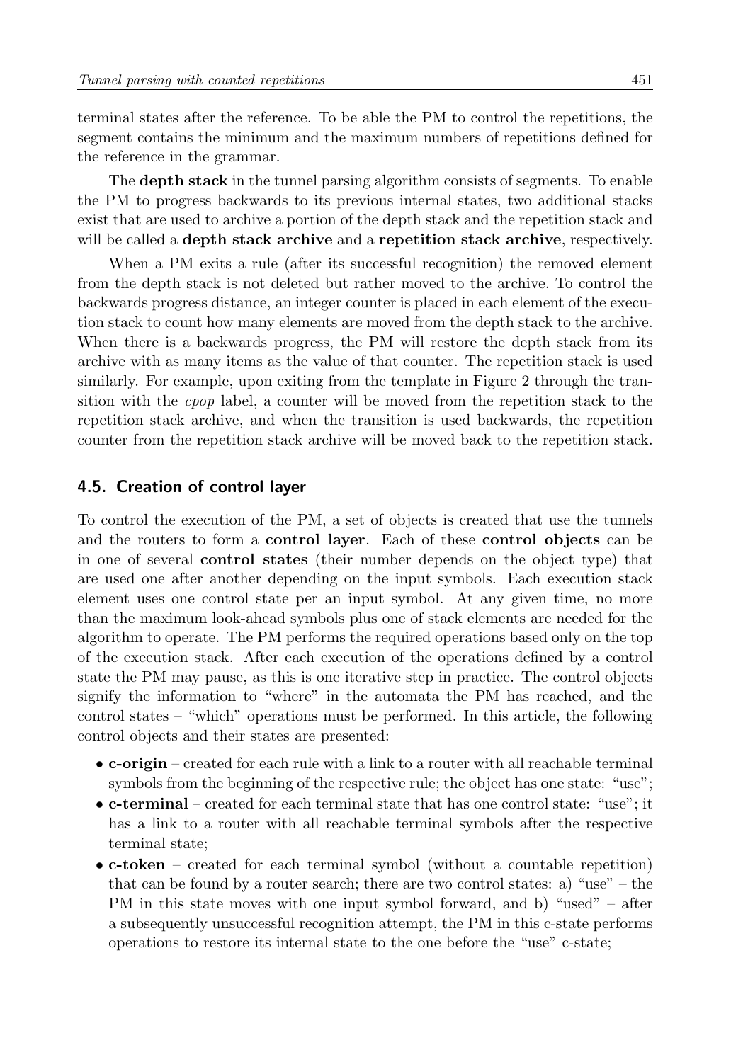terminal states after the reference. To be able the PM to control the repetitions, the segment contains the minimum and the maximum numbers of repetitions defined for the reference in the grammar.

The **depth stack** in the tunnel parsing algorithm consists of segments. To enable the PM to progress backwards to its previous internal states, two additional stacks exist that are used to archive a portion of the depth stack and the repetition stack and will be called a **depth stack archive** and a **repetition stack archive**, respectively.

When a PM exits a rule (after its successful recognition) the removed element from the depth stack is not deleted but rather moved to the archive. To control the backwards progress distance, an integer counter is placed in each element of the execution stack to count how many elements are moved from the depth stack to the archive. When there is a backwards progress, the PM will restore the depth stack from its archive with as many items as the value of that counter. The repetition stack is used similarly. For example, upon exiting from the template in Figure 2 through the transition with the *cpop* label, a counter will be moved from the repetition stack to the repetition stack archive, and when the transition is used backwards, the repetition counter from the repetition stack archive will be moved back to the repetition stack.

### 4.5. Creation of control layer

To control the execution of the PM, a set of objects is created that use the tunnels and the routers to form a **control layer**. Each of these **control objects** can be in one of several **control states** (their number depends on the object type) that are used one after another depending on the input symbols. Each execution stack element uses one control state per an input symbol. At any given time, no more than the maximum look-ahead symbols plus one of stack elements are needed for the algorithm to operate. The PM performs the required operations based only on the top of the execution stack. After each execution of the operations defined by a control state the PM may pause, as this is one iterative step in practice. The control objects signify the information to "where" in the automata the PM has reached, and the control states – "which" operations must be performed. In this article, the following control objects and their states are presented:

- **c-origin** – created for each rule with a link to a router with all reachable terminal symbols from the beginning of the respective rule; the object has one state: "use";
- **c-terminal** – created for each terminal state that has one control state: "use"; it has a link to a router with all reachable terminal symbols after the respective terminal state;
- **c-token** – created for each terminal symbol (without a countable repetition) that can be found by a router search; there are two control states: a) "use" – the PM in this state moves with one input symbol forward, and b) "used" – after a subsequently unsuccessful recognition attempt, the PM in this c-state performs operations to restore its internal state to the one before the "use" c-state;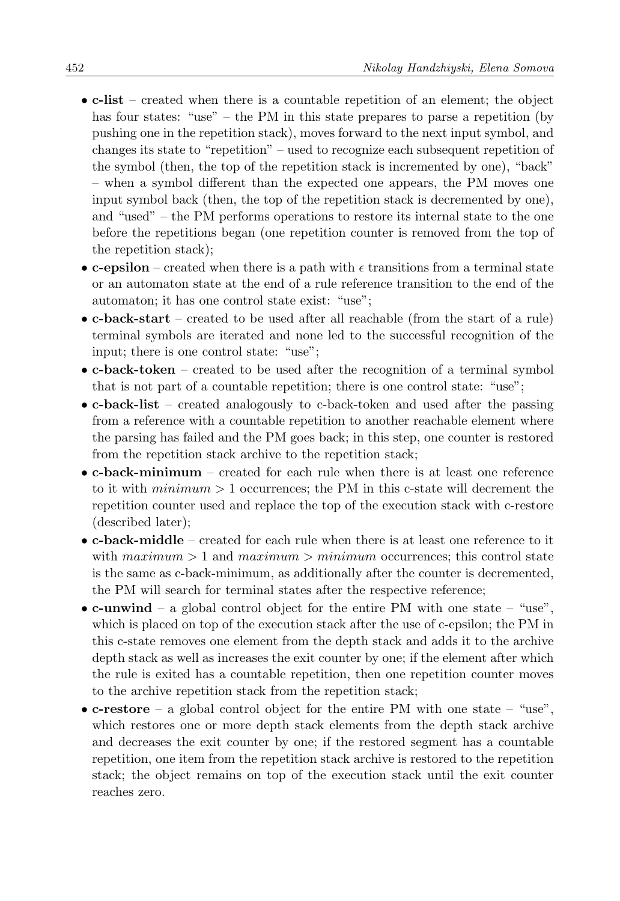- **c-list** – created when there is a countable repetition of an element; the object has four states: "use" – the PM in this state prepares to parse a repetition (by pushing one in the repetition stack), moves forward to the next input symbol, and changes its state to "repetition" – used to recognize each subsequent repetition of the symbol (then, the top of the repetition stack is incremented by one), "back" – when a symbol different than the expected one appears, the PM moves one input symbol back (then, the top of the repetition stack is decremented by one), and "used" – the PM performs operations to restore its internal state to the one before the repetitions began (one repetition counter is removed from the top of the repetition stack);
- **c-epsilon** – created when there is a path with $\epsilon$ transitions from a terminal state or an automaton state at the end of a rule reference transition to the end of the automaton; it has one control state exist: "use";
- **c-back-start** – created to be used after all reachable (from the start of a rule) terminal symbols are iterated and none led to the successful recognition of the input; there is one control state: "use";
- **c-back-token** – created to be used after the recognition of a terminal symbol that is not part of a countable repetition; there is one control state: "use";
- **c-back-list** – created analogously to c-back-token and used after the passing from a reference with a countable repetition to another reachable element where the parsing has failed and the PM goes back; in this step, one counter is restored from the repetition stack archive to the repetition stack;
- **c-back-minimum** – created for each rule when there is at least one reference to it with $minimum > 1$ occurrences; the PM in this c-state will decrement the repetition counter used and replace the top of the execution stack with c-restore (described later);
- **c-back-middle** – created for each rule when there is at least one reference to it with $maximum > 1$ and $maximum > minimum$ occurrences; this control state is the same as c-back-minimum, as additionally after the counter is decremented, the PM will search for terminal states after the respective reference;
- **c-unwind** – a global control object for the entire PM with one state – "use", which is placed on top of the execution stack after the use of c-epsilon; the PM in this c-state removes one element from the depth stack and adds it to the archive depth stack as well as increases the exit counter by one; if the element after which the rule is exited has a countable repetition, then one repetition counter moves to the archive repetition stack from the repetition stack;
- **c-restore** – a global control object for the entire PM with one state – "use", which restores one or more depth stack elements from the depth stack archive and decreases the exit counter by one; if the restored segment has a countable repetition, one item from the repetition stack archive is restored to the repetition stack; the object remains on top of the execution stack until the exit counter reaches zero.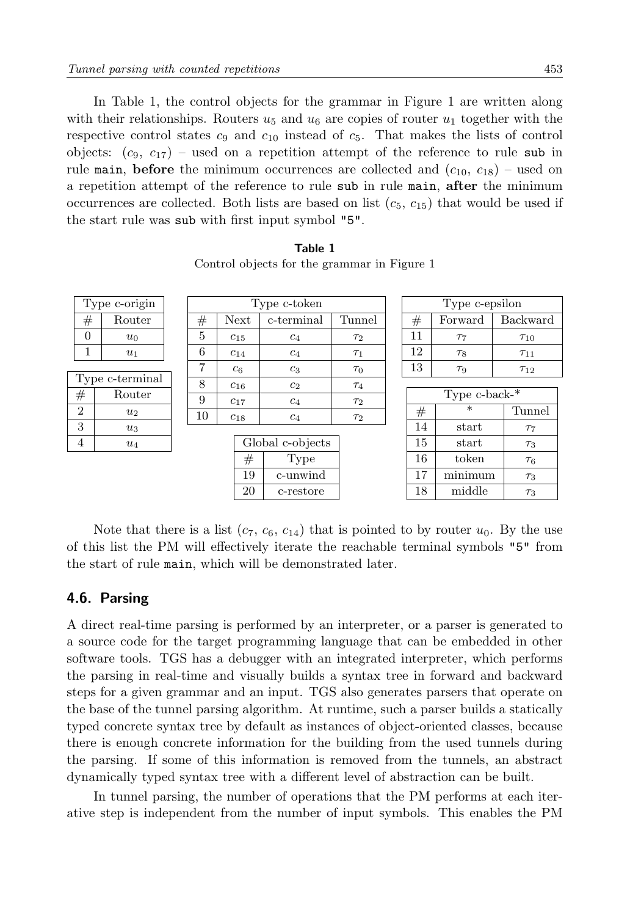In Table 1, the control objects for the grammar in Figure 1 are written along with their relationships. Routers $u_5$ and $u_6$ are copies of router $u_1$ together with the respective control states $c_9$ and $c_{10}$ instead of $c_5$. That makes the lists of control objects: ($c_9$, $c_{17}$) – used on a repetition attempt of the reference to rule `sub` in rule `main`, **before** the minimum occurrences are collected and ($c_{10}$, $c_{18}$) – used on a repetition attempt of the reference to rule `sub` in rule `main`, **after** the minimum occurrences are collected. Both lists are based on list ($c_5$, $c_{15}$) that would be used if the start rule was `sub` with first input symbol `"5"`.

**Table 1**
Control objects for the grammar in Figure 1

| Type c-origin | |
|---|---|
| # | Router |
| 0 | $u_0$ |
| 1 | $u_1$ |

| Type c-terminal | |
|---|---|
| # | Router |
| 2 | $u_2$ |
| 3 | $u_3$ |
| 4 | $u_4$ |

| Type c-token | | | |
|---|---|---|---|
| # | Next | c-terminal | Tunnel |
| 5 | $c_{15}$ | $c_4$ | $\tau_2$ |
| 6 | $c_{14}$ | $c_4$ | $\tau_1$ |
| 7 | $c_6$ | $c_3$ | $\tau_0$ |
| 8 | $c_{16}$ | $c_2$ | $\tau_4$ |
| 9 | $c_{17}$ | $c_4$ | $\tau_2$ |
| 10 | $c_{18}$ | $c_4$ | $\tau_2$ |

| Global c-objects | |
|---|---|
| # | Type |
| 19 | c-unwind |
| 20 | c-restore |

| Type c-epsilon | | |
|---|---|---|
| # | Forward | Backward |
| 11 | $\tau_7$ | $\tau_{10}$ |
| 12 | $\tau_8$ | $\tau_{11}$ |
| 13 | $\tau_9$ | $\tau_{12}$ |

| Type c-back-* | | |
|---|---|---|
| # | * | Tunnel |
| 14 | start | $\tau_7$ |
| 15 | start | $\tau_3$ |
| 16 | token | $\tau_6$ |
| 17 | minimum | $\tau_3$ |
| 18 | middle | $\tau_3$ |

Note that there is a list ($c_7$, $c_6$, $c_{14}$) that is pointed to by router $u_0$. By the use of this list the PM will effectively iterate the reachable terminal symbols `"5"` from the start of rule `main`, which will be demonstrated later.

## 4.6. Parsing

A direct real-time parsing is performed by an interpreter, or a parser is generated to a source code for the target programming language that can be embedded in other software tools. TGS has a debugger with an integrated interpreter, which performs the parsing in real-time and visually builds a syntax tree in forward and backward steps for a given grammar and an input. TGS also generates parsers that operate on the base of the tunnel parsing algorithm. At runtime, such a parser builds a statically typed concrete syntax tree by default as instances of object-oriented classes, because there is enough concrete information for the building from the used tunnels during the parsing. If some of this information is removed from the tunnels, an abstract dynamically typed syntax tree with a different level of abstraction can be built.

In tunnel parsing, the number of operations that the PM performs at each iterative step is independent from the number of input symbols. This enables the PM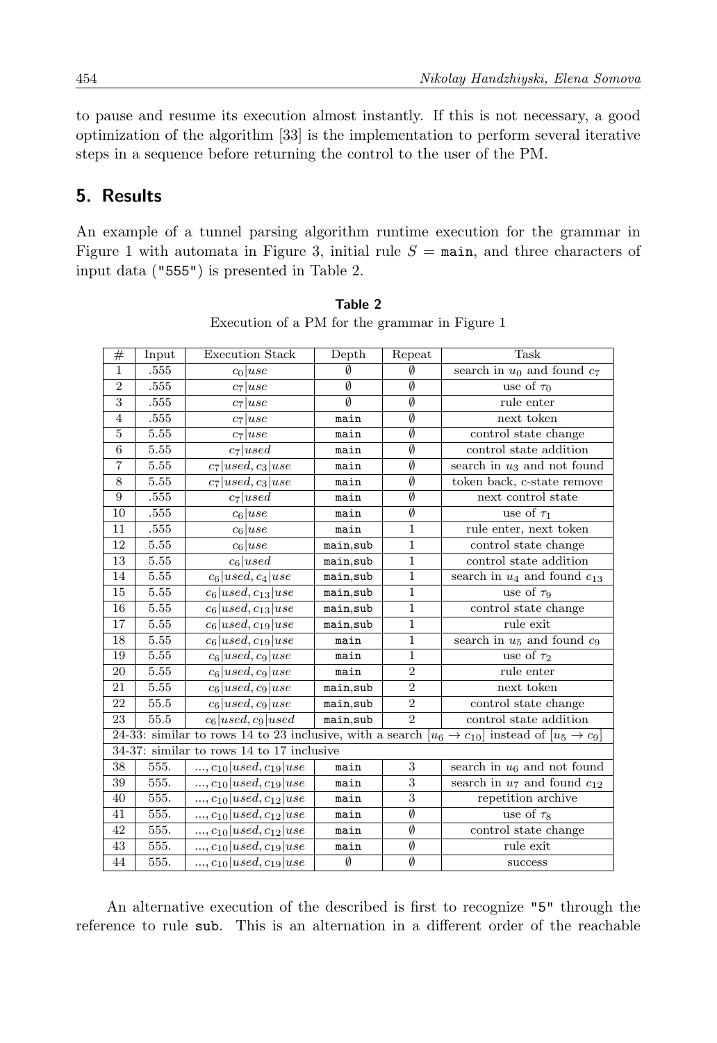to pause and resume its execution almost instantly. If this is not necessary, a good optimization of the algorithm [33] is the implementation to perform several iterative steps in a sequence before returning the control to the user of the PM.

## 5. Results

An example of a tunnel parsing algorithm runtime execution for the grammar in Figure 1 with automata in Figure 3, initial rule $S =$ `main`, and three characters of input data ("555") is presented in Table 2.

**Table 2**
Execution of a PM for the grammar in Figure 1

| # | Input | Execution Stack | Depth | Repeat | Task |
|---|---|---|---|---|---|
| 1 | .555 | $c_0 \vert use$ | $\emptyset$ | $\emptyset$ | search in $u_0$ and found $c_7$ |
| 2 | .555 | $c_7 \vert use$ | $\emptyset$ | $\emptyset$ | use of $\tau_0$ |
| 3 | .555 | $c_7 \vert use$ | $\emptyset$ | $\emptyset$ | rule enter |
| 4 | .555 | $c_7 \vert use$ | `main` | $\emptyset$ | next token |
| 5 | 5.55 | $c_7 \vert use$ | `main` | $\emptyset$ | control state change |
| 6 | 5.55 | $c_7 \vert used$ | `main` | $\emptyset$ | control state addition |
| 7 | 5.55 | $c_7 \vert used, c_3 \vert use$ | `main` | $\emptyset$ | search in $u_3$ and not found |
| 8 | 5.55 | $c_7 \vert used, c_3 \vert use$ | `main` | $\emptyset$ | token back, c-state remove |
| 9 | .555 | $c_7 \vert used$ | `main` | $\emptyset$ | next control state |
| 10 | .555 | $c_6 \vert use$ | `main` | $\emptyset$ | use of $\tau_1$ |
| 11 | .555 | $c_6 \vert use$ | `main` | 1 | rule enter, next token |
| 12 | 5.55 | $c_6 \vert use$ | `main,sub` | 1 | control state change |
| 13 | 5.55 | $c_6 \vert used$ | `main,sub` | 1 | control state addition |
| 14 | 5.55 | $c_6 \vert used, c_4 \vert use$ | `main,sub` | 1 | search in $u_4$ and found $c_{13}$ |
| 15 | 5.55 | $c_6 \vert used, c_{13} \vert use$ | `main,sub` | 1 | use of $\tau_9$ |
| 16 | 5.55 | $c_6 \vert used, c_{13} \vert use$ | `main,sub` | 1 | control state change |
| 17 | 5.55 | $c_6 \vert used, c_{19} \vert use$ | `main,sub` | 1 | rule exit |
| 18 | 5.55 | $c_6 \vert used, c_{19} \vert use$ | `main` | 1 | search in $u_5$ and found $c_9$ |
| 19 | 5.55 | $c_6 \vert used, c_9 \vert use$ | `main` | 1 | use of $\tau_2$ |
| 20 | 5.55 | $c_6 \vert used, c_9 \vert use$ | `main` | 2 | rule enter |
| 21 | 5.55 | $c_6 \vert used, c_9 \vert use$ | `main,sub` | 2 | next token |
| 22 | 55.5 | $c_6 \vert used, c_9 \vert use$ | `main,sub` | 2 | control state change |
| 23 | 55.5 | $c_6 \vert used, c_9 \vert used$ | `main,sub` | 2 | control state addition |
| 24-33: similar to rows 14 to 23 inclusive, with a search $[u_6 \rightarrow c_{10}]$ instead of $[u_5 \rightarrow c_9]$ | | | | | |
| 34-37: similar to rows 14 to 17 inclusive | | | | | |
| 38 | 555. | $..., c_{10} \vert used, c_{19} \vert use$ | `main` | 3 | search in $u_6$ and not found |
| 39 | 555. | $..., c_{10} \vert used, c_{19} \vert use$ | `main` | 3 | search in $u_7$ and found $c_{12}$ |
| 40 | 555. | $..., c_{10} \vert used, c_{12} \vert use$ | `main` | 3 | repetition archive |
| 41 | 555. | $..., c_{10} \vert used, c_{12} \vert use$ | `main` | $\emptyset$ | use of $\tau_8$ |
| 42 | 555. | $..., c_{10} \vert used, c_{12} \vert use$ | `main` | $\emptyset$ | control state change |
| 43 | 555. | $..., c_{10} \vert used, c_{19} \vert use$ | `main` | $\emptyset$ | rule exit |
| 44 | 555. | $..., c_{10} \vert used, c_{19} \vert use$ | $\emptyset$ | $\emptyset$ | success |

An alternative execution of the described is first to recognize "5" through the reference to rule `sub`. This is an alternation in a different order of the reachable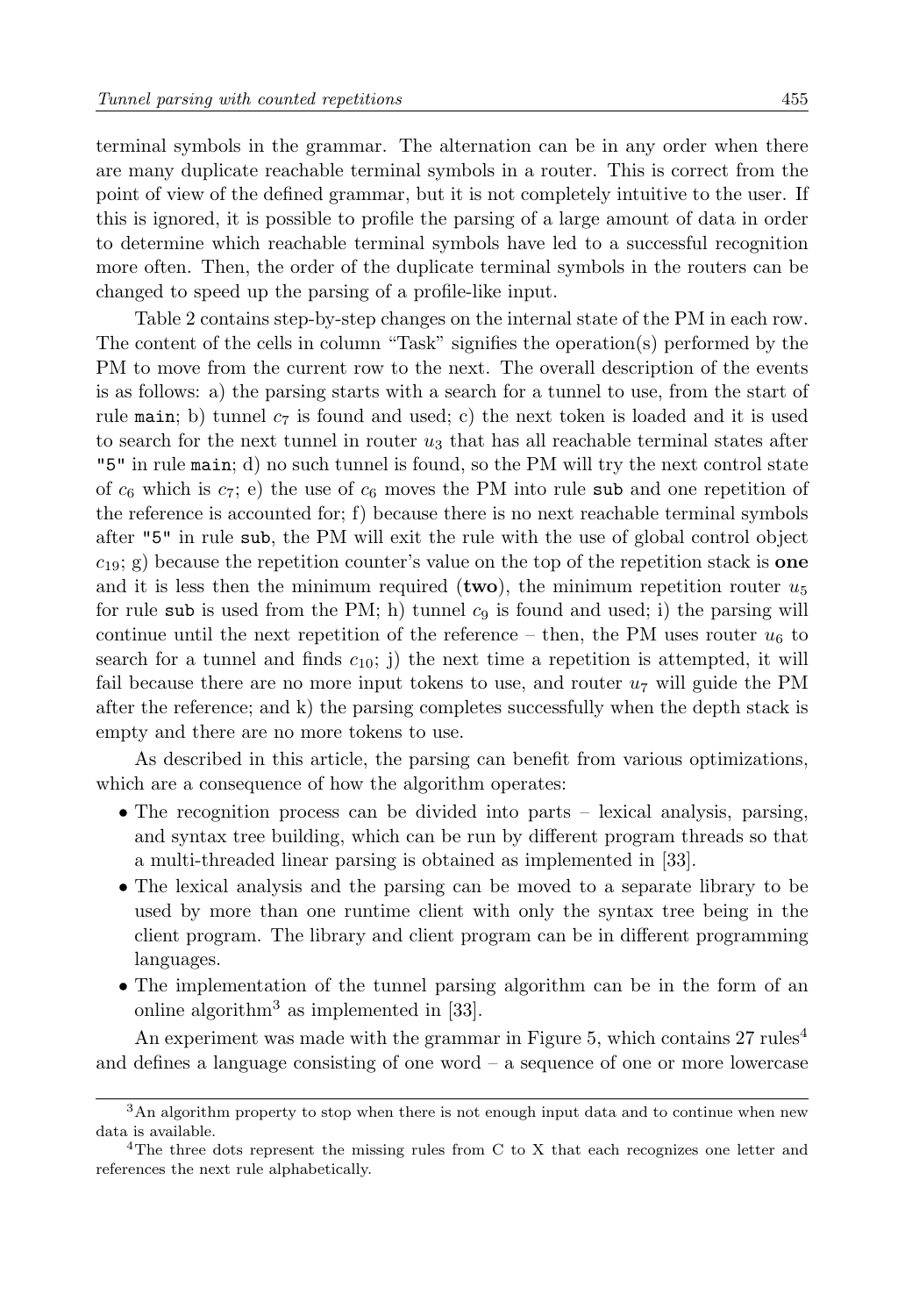terminal symbols in the grammar. The alternation can be in any order when there are many duplicate reachable terminal symbols in a router. This is correct from the point of view of the defined grammar, but it is not completely intuitive to the user. If this is ignored, it is possible to profile the parsing of a large amount of data in order to determine which reachable terminal symbols have led to a successful recognition more often. Then, the order of the duplicate terminal symbols in the routers can be changed to speed up the parsing of a profile-like input.

Table 2 contains step-by-step changes on the internal state of the PM in each row. The content of the cells in column "Task" signifies the operation(s) performed by the PM to move from the current row to the next. The overall description of the events is as follows: a) the parsing starts with a search for a tunnel to use, from the start of rule `main`; b) tunnel $c_7$ is found and used; c) the next token is loaded and it is used to search for the next tunnel in router $u_3$ that has all reachable terminal states after `"5"` in rule `main`; d) no such tunnel is found, so the PM will try the next control state of $c_6$ which is $c_7$; e) the use of $c_6$ moves the PM into rule `sub` and one repetition of the reference is accounted for; f) because there is no next reachable terminal symbols after `"5"` in rule `sub`, the PM will exit the rule with the use of global control object $c_{19}$; g) because the repetition counter's value on the top of the repetition stack is **one** and it is less then the minimum required (**two**), the minimum repetition router $u_5$ for rule `sub` is used from the PM; h) tunnel $c_9$ is found and used; i) the parsing will continue until the next repetition of the reference – then, the PM uses router $u_6$ to search for a tunnel and finds $c_{10}$; j) the next time a repetition is attempted, it will fail because there are no more input tokens to use, and router $u_7$ will guide the PM after the reference; and k) the parsing completes successfully when the depth stack is empty and there are no more tokens to use.

As described in this article, the parsing can benefit from various optimizations, which are a consequence of how the algorithm operates:

- The recognition process can be divided into parts – lexical analysis, parsing, and syntax tree building, which can be run by different program threads so that a multi-threaded linear parsing is obtained as implemented in [33].
- The lexical analysis and the parsing can be moved to a separate library to be used by more than one runtime client with only the syntax tree being in the client program. The library and client program can be in different programming languages.
- The implementation of the tunnel parsing algorithm can be in the form of an online algorithm[3] as implemented in [33].

An experiment was made with the grammar in Figure 5, which contains 27 rules[4] and defines a language consisting of one word – a sequence of one or more lowercase

---

[3] An algorithm property to stop when there is not enough input data and to continue when new data is available.

[4] The three dots represent the missing rules from C to X that each recognizes one letter and references the next rule alphabetically.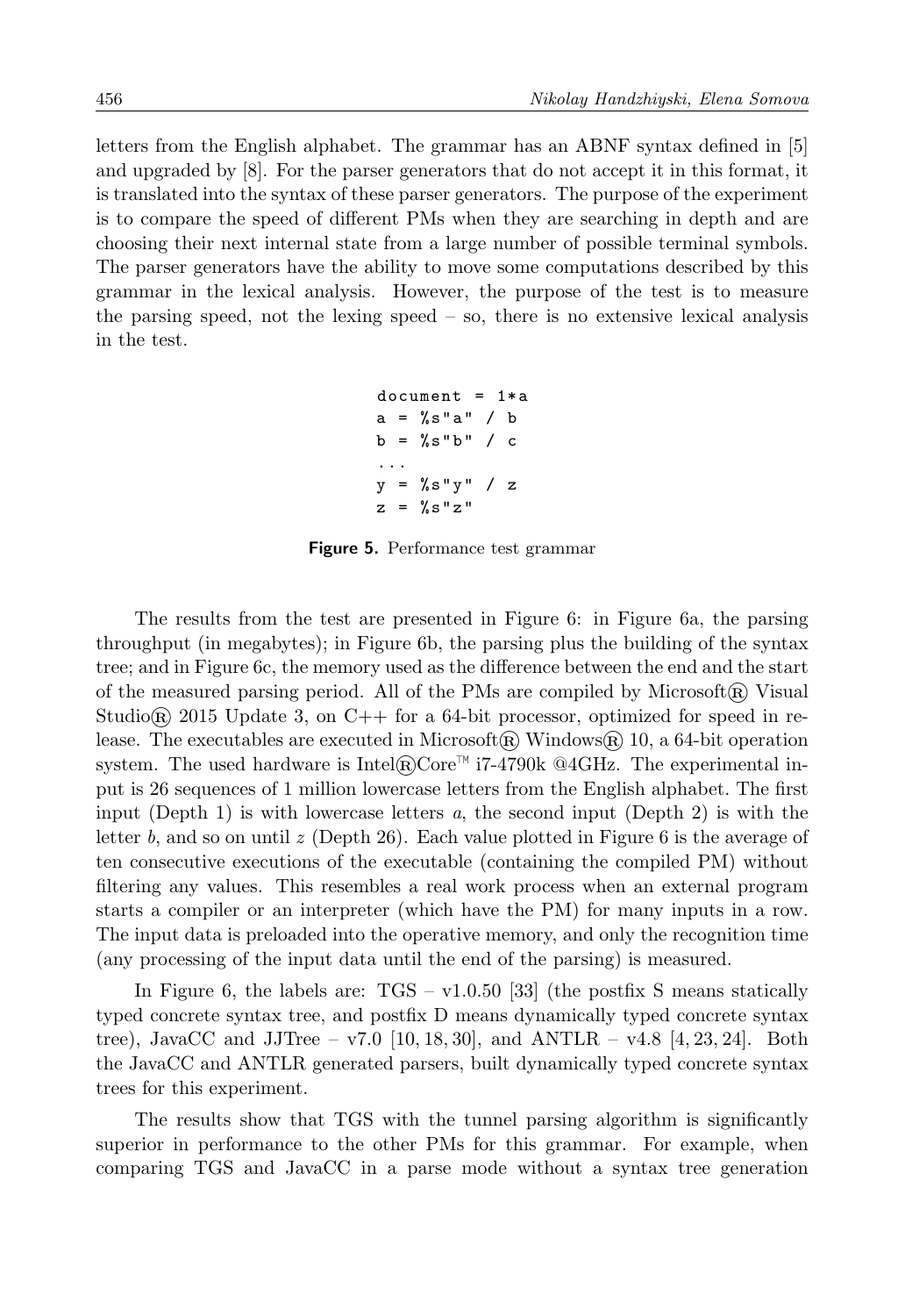letters from the English alphabet. The grammar has an ABNF syntax defined in [5] and upgraded by [8]. For the parser generators that do not accept it in this format, it is translated into the syntax of these parser generators. The purpose of the experiment is to compare the speed of different PMs when they are searching in depth and are choosing their next internal state from a large number of possible terminal symbols. The parser generators have the ability to move some computations described by this grammar in the lexical analysis. However, the purpose of the test is to measure the parsing speed, not the lexing speed – so, there is no extensive lexical analysis in the test.

```
document = 1*a
a = %s"a" / b
b = %s"b" / c
...
y = %s"y" / z
z = %s"z"
```

**Figure 5.** Performance test grammar

The results from the test are presented in Figure 6: in Figure 6a, the parsing throughput (in megabytes); in Figure 6b, the parsing plus the building of the syntax tree; and in Figure 6c, the memory used as the difference between the end and the start of the measured parsing period. All of the PMs are compiled by Microsoft® Visual Studio® 2015 Update 3, on C++ for a 64-bit processor, optimized for speed in release. The executables are executed in Microsoft® Windows® 10, a 64-bit operation system. The used hardware is Intel®Core™ i7-4790k @4GHz. The experimental input is 26 sequences of 1 million lowercase letters from the English alphabet. The first input (Depth 1) is with lowercase letters *a*, the second input (Depth 2) is with the letter *b*, and so on until *z* (Depth 26). Each value plotted in Figure 6 is the average of ten consecutive executions of the executable (containing the compiled PM) without filtering any values. This resembles a real work process when an external program starts a compiler or an interpreter (which have the PM) for many inputs in a row. The input data is preloaded into the operative memory, and only the recognition time (any processing of the input data until the end of the parsing) is measured.

In Figure 6, the labels are: TGS – v1.0.50 [33] (the postfix S means statically typed concrete syntax tree, and postfix D means dynamically typed concrete syntax tree), JavaCC and JJTree – v7.0 [10, 18, 30], and ANTLR – v4.8 [4, 23, 24]. Both the JavaCC and ANTLR generated parsers, built dynamically typed concrete syntax trees for this experiment.

The results show that TGS with the tunnel parsing algorithm is significantly superior in performance to the other PMs for this grammar. For example, when comparing TGS and JavaCC in a parse mode without a syntax tree generation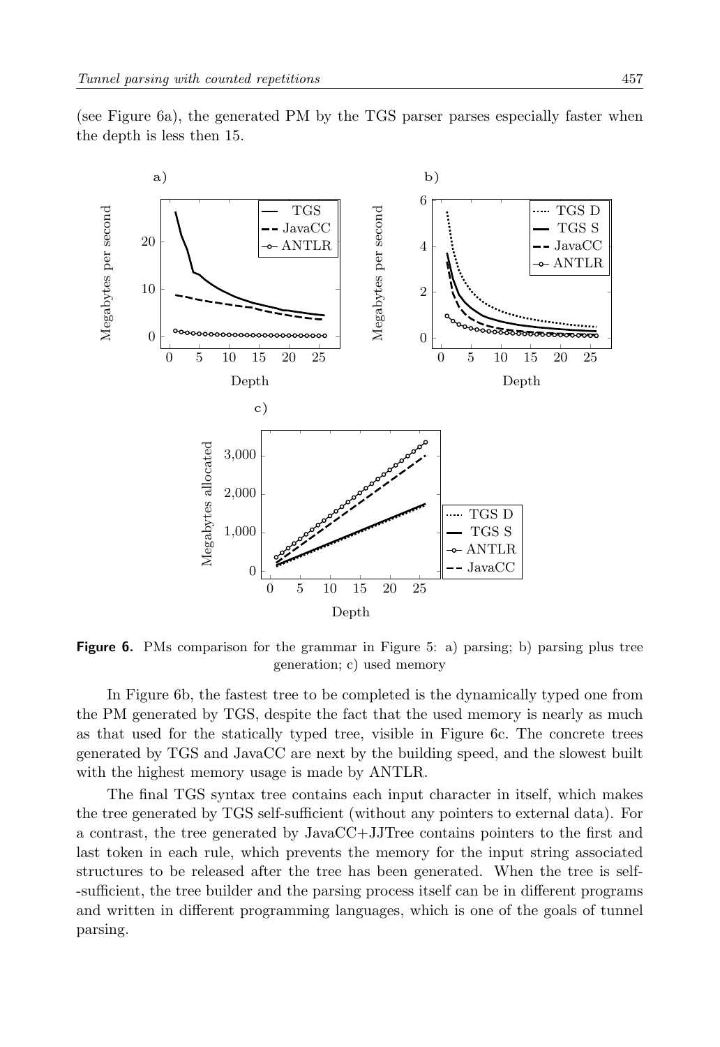(see Figure 6a), the generated PM by the TGS parser parses especially faster when the depth is less then 15.

**Figure 6.** PMs comparison for the grammar in Figure 5: a) parsing; b) parsing plus tree generation; c) used memory

In Figure 6b, the fastest tree to be completed is the dynamically typed one from the PM generated by TGS, despite the fact that the used memory is nearly as much as that used for the statically typed tree, visible in Figure 6c. The concrete trees generated by TGS and JavaCC are next by the building speed, and the slowest built with the highest memory usage is made by ANTLR.

The final TGS syntax tree contains each input character in itself, which makes the tree generated by TGS self-sufficient (without any pointers to external data). For a contrast, the tree generated by JavaCC+JJTree contains pointers to the first and last token in each rule, which prevents the memory for the input string associated structures to be released after the tree has been generated. When the tree is self-sufficient, the tree builder and the parsing process itself can be in different programs and written in different programming languages, which is one of the goals of tunnel parsing.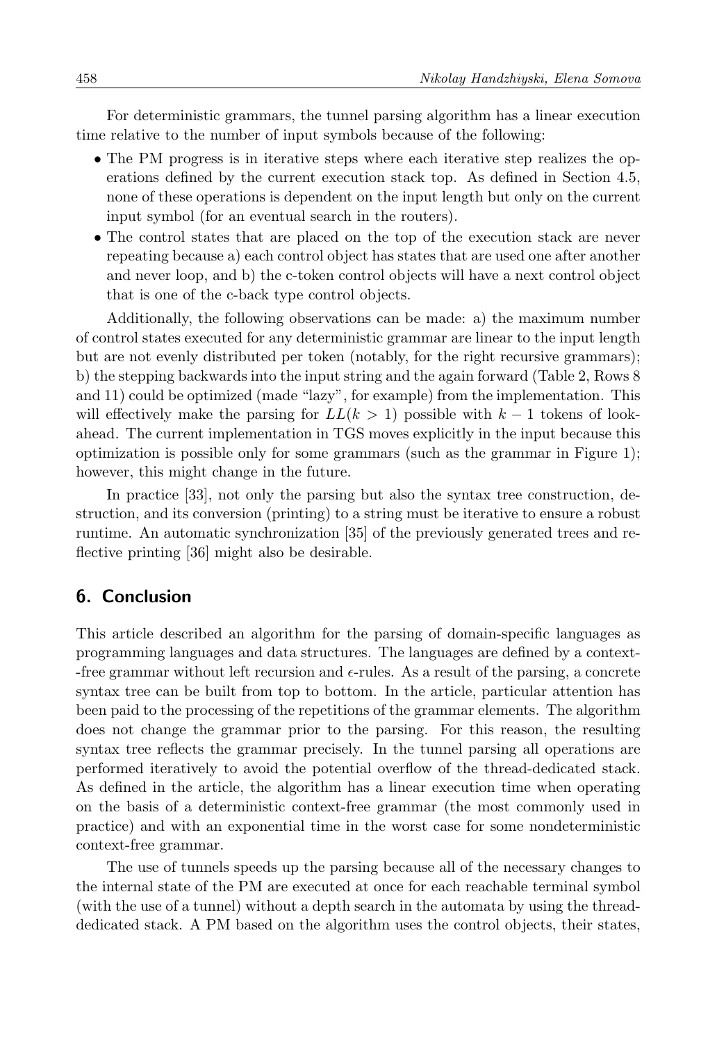For deterministic grammars, the tunnel parsing algorithm has a linear execution time relative to the number of input symbols because of the following:

- The PM progress is in iterative steps where each iterative step realizes the operations defined by the current execution stack top. As defined in Section 4.5, none of these operations is dependent on the input length but only on the current input symbol (for an eventual search in the routers).
- The control states that are placed on the top of the execution stack are never repeating because a) each control object has states that are used one after another and never loop, and b) the c-token control objects will have a next control object that is one of the c-back type control objects.

Additionally, the following observations can be made: a) the maximum number of control states executed for any deterministic grammar are linear to the input length but are not evenly distributed per token (notably, for the right recursive grammars); b) the stepping backwards into the input string and the again forward (Table 2, Rows 8 and 11) could be optimized (made "lazy", for example) from the implementation. This will effectively make the parsing for $LL(k > 1)$ possible with $k - 1$ tokens of look-ahead. The current implementation in TGS moves explicitly in the input because this optimization is possible only for some grammars (such as the grammar in Figure 1); however, this might change in the future.

In practice [33], not only the parsing but also the syntax tree construction, destruction, and its conversion (printing) to a string must be iterative to ensure a robust runtime. An automatic synchronization [35] of the previously generated trees and reflective printing [36] might also be desirable.

## 6. Conclusion

This article described an algorithm for the parsing of domain-specific languages as programming languages and data structures. The languages are defined by a context-free grammar without left recursion and $\epsilon$-rules. As a result of the parsing, a concrete syntax tree can be built from top to bottom. In the article, particular attention has been paid to the processing of the repetitions of the grammar elements. The algorithm does not change the grammar prior to the parsing. For this reason, the resulting syntax tree reflects the grammar precisely. In the tunnel parsing all operations are performed iteratively to avoid the potential overflow of the thread-dedicated stack. As defined in the article, the algorithm has a linear execution time when operating on the basis of a deterministic context-free grammar (the most commonly used in practice) and with an exponential time in the worst case for some nondeterministic context-free grammar.

The use of tunnels speeds up the parsing because all of the necessary changes to the internal state of the PM are executed at once for each reachable terminal symbol (with the use of a tunnel) without a depth search in the automata by using the thread-dedicated stack. A PM based on the algorithm uses the control objects, their states,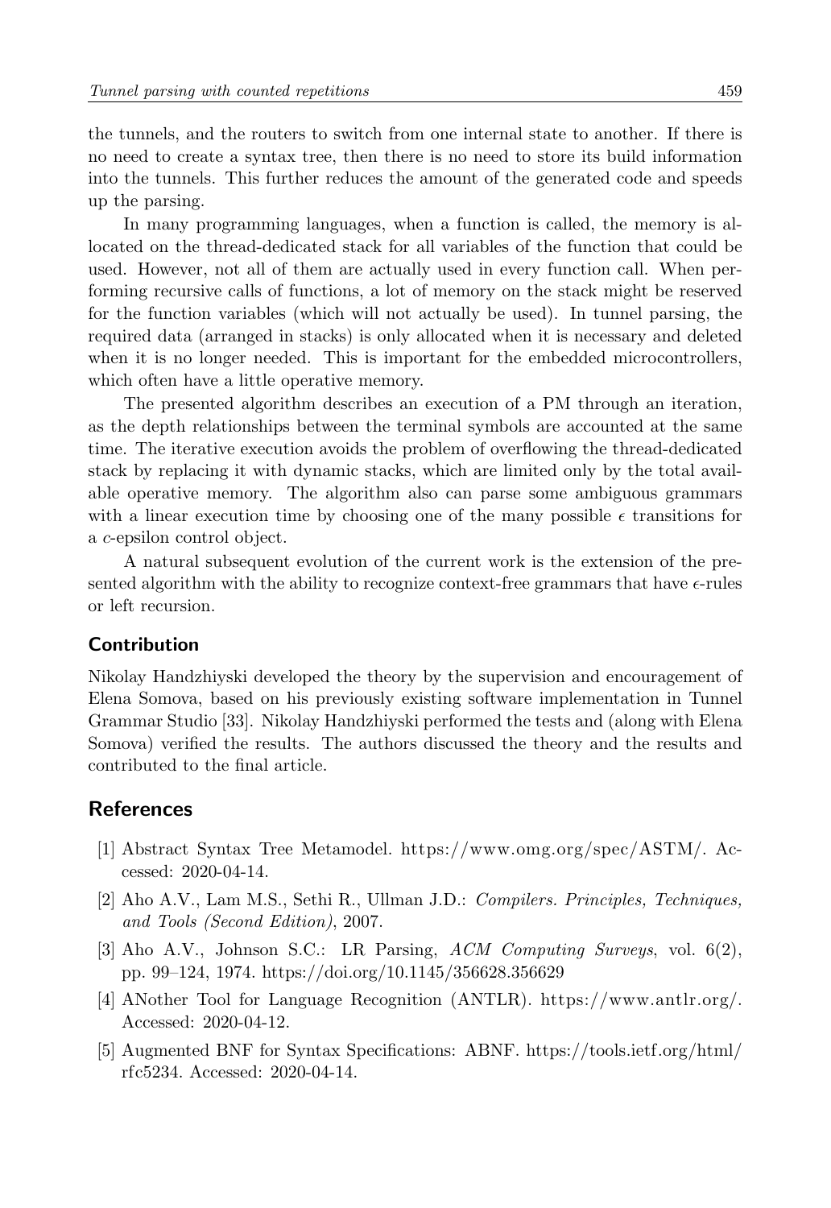the tunnels, and the routers to switch from one internal state to another. If there is no need to create a syntax tree, then there is no need to store its build information into the tunnels. This further reduces the amount of the generated code and speeds up the parsing.

In many programming languages, when a function is called, the memory is allocated on the thread-dedicated stack for all variables of the function that could be used. However, not all of them are actually used in every function call. When performing recursive calls of functions, a lot of memory on the stack might be reserved for the function variables (which will not actually be used). In tunnel parsing, the required data (arranged in stacks) is only allocated when it is necessary and deleted when it is no longer needed. This is important for the embedded microcontrollers, which often have a little operative memory.

The presented algorithm describes an execution of a PM through an iteration, as the depth relationships between the terminal symbols are accounted at the same time. The iterative execution avoids the problem of overflowing the thread-dedicated stack by replacing it with dynamic stacks, which are limited only by the total available operative memory. The algorithm also can parse some ambiguous grammars with a linear execution time by choosing one of the many possible $\epsilon$ transitions for a *c*-epsilon control object.

A natural subsequent evolution of the current work is the extension of the presented algorithm with the ability to recognize context-free grammars that have $\epsilon$-rules or left recursion.

## Contribution

Nikolay Handzhiyski developed the theory by the supervision and encouragement of Elena Somova, based on his previously existing software implementation in Tunnel Grammar Studio [33]. Nikolay Handzhiyski performed the tests and (along with Elena Somova) verified the results. The authors discussed the theory and the results and contributed to the final article.

# References

[1] Abstract Syntax Tree Metamodel. https://www.omg.org/spec/ASTM/. Accessed: 2020-04-14.

[2] Aho A.V., Lam M.S., Sethi R., Ullman J.D.: *Compilers. Principles, Techniques, and Tools (Second Edition)*, 2007.

[3] Aho A.V., Johnson S.C.: LR Parsing, *ACM Computing Surveys*, vol. 6(2), pp. 99–124, 1974. https://doi.org/10.1145/356628.356629

[4] ANother Tool for Language Recognition (ANTLR). https://www.antlr.org/. Accessed: 2020-04-12.

[5] Augmented BNF for Syntax Specifications: ABNF. https://tools.ietf.org/html/rfc5234. Accessed: 2020-04-14.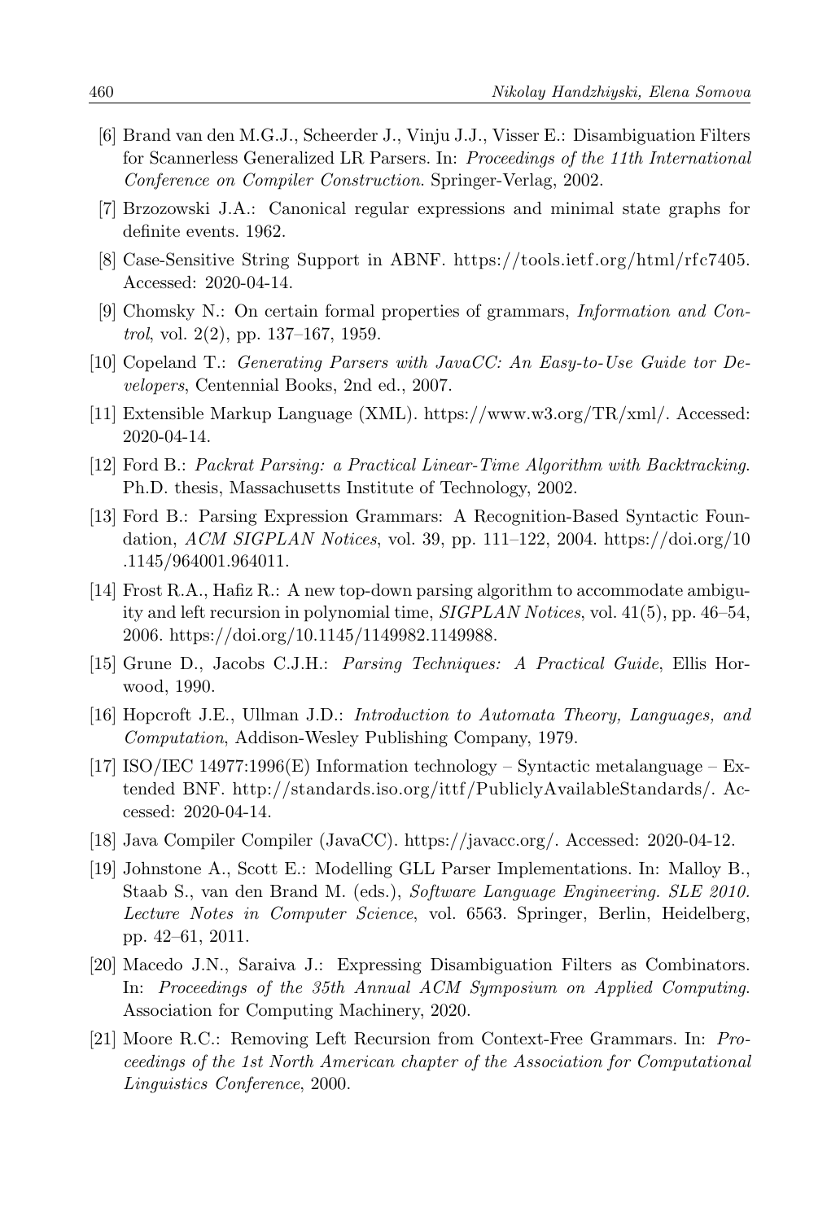[6] Brand van den M.G.J., Scheerder J., Vinju J.J., Visser E.: Disambiguation Filters for Scannerless Generalized LR Parsers. In: *Proceedings of the 11th International Conference on Compiler Construction*. Springer-Verlag, 2002.

[7] Brzozowski J.A.: Canonical regular expressions and minimal state graphs for definite events. 1962.

[8] Case-Sensitive String Support in ABNF. https://tools.ietf.org/html/rfc7405. Accessed: 2020-04-14.

[9] Chomsky N.: On certain formal properties of grammars, *Information and Control*, vol. 2(2), pp. 137–167, 1959.

[10] Copeland T.: *Generating Parsers with JavaCC: An Easy-to-Use Guide tor Developers*, Centennial Books, 2nd ed., 2007.

[11] Extensible Markup Language (XML). https://www.w3.org/TR/xml/. Accessed: 2020-04-14.

[12] Ford B.: *Packrat Parsing: a Practical Linear-Time Algorithm with Backtracking*. Ph.D. thesis, Massachusetts Institute of Technology, 2002.

[13] Ford B.: Parsing Expression Grammars: A Recognition-Based Syntactic Foundation, *ACM SIGPLAN Notices*, vol. 39, pp. 111–122, 2004. https://doi.org/10.1145/964001.964011.

[14] Frost R.A., Hafiz R.: A new top-down parsing algorithm to accommodate ambiguity and left recursion in polynomial time, *SIGPLAN Notices*, vol. 41(5), pp. 46–54, 2006. https://doi.org/10.1145/1149982.1149988.

[15] Grune D., Jacobs C.J.H.: *Parsing Techniques: A Practical Guide*, Ellis Horwood, 1990.

[16] Hopcroft J.E., Ullman J.D.: *Introduction to Automata Theory, Languages, and Computation*, Addison-Wesley Publishing Company, 1979.

[17] ISO/IEC 14977:1996(E) Information technology – Syntactic metalanguage – Extended BNF. http://standards.iso.org/ittf/PubliclyAvailableStandards/. Accessed: 2020-04-14.

[18] Java Compiler Compiler (JavaCC). https://javacc.org/. Accessed: 2020-04-12.

[19] Johnstone A., Scott E.: Modelling GLL Parser Implementations. In: Malloy B., Staab S., van den Brand M. (eds.), *Software Language Engineering. SLE 2010. Lecture Notes in Computer Science*, vol. 6563. Springer, Berlin, Heidelberg, pp. 42–61, 2011.

[20] Macedo J.N., Saraiva J.: Expressing Disambiguation Filters as Combinators. In: *Proceedings of the 35th Annual ACM Symposium on Applied Computing*. Association for Computing Machinery, 2020.

[21] Moore R.C.: Removing Left Recursion from Context-Free Grammars. In: *Proceedings of the 1st North American chapter of the Association for Computational Linguistics Conference*, 2000.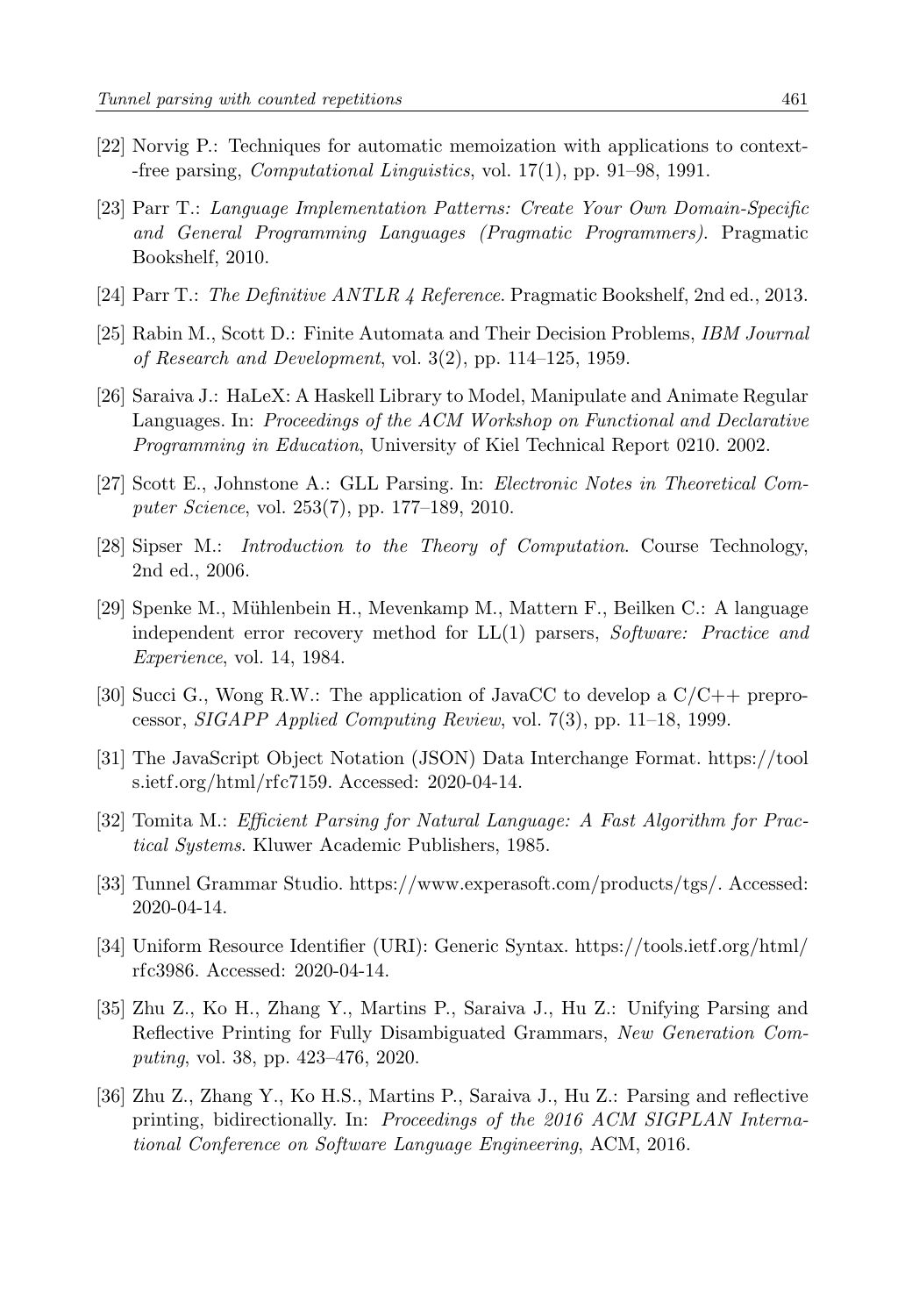[22] Norvig P.: Techniques for automatic memoization with applications to context-free parsing, *Computational Linguistics*, vol. 17(1), pp. 91–98, 1991.

[23] Parr T.: *Language Implementation Patterns: Create Your Own Domain-Specific and General Programming Languages (Pragmatic Programmers)*. Pragmatic Bookshelf, 2010.

[24] Parr T.: *The Definitive ANTLR 4 Reference*. Pragmatic Bookshelf, 2nd ed., 2013.

[25] Rabin M., Scott D.: Finite Automata and Their Decision Problems, *IBM Journal of Research and Development*, vol. 3(2), pp. 114–125, 1959.

[26] Saraiva J.: HaLeX: A Haskell Library to Model, Manipulate and Animate Regular Languages. In: *Proceedings of the ACM Workshop on Functional and Declarative Programming in Education*, University of Kiel Technical Report 0210. 2002.

[27] Scott E., Johnstone A.: GLL Parsing. In: *Electronic Notes in Theoretical Computer Science*, vol. 253(7), pp. 177–189, 2010.

[28] Sipser M.: *Introduction to the Theory of Computation*. Course Technology, 2nd ed., 2006.

[29] Spenke M., Mühlenbein H., Mevenkamp M., Mattern F., Beilken C.: A language independent error recovery method for LL(1) parsers, *Software: Practice and Experience*, vol. 14, 1984.

[30] Succi G., Wong R.W.: The application of JavaCC to develop a C/C++ preprocessor, *SIGAPP Applied Computing Review*, vol. 7(3), pp. 11–18, 1999.

[31] The JavaScript Object Notation (JSON) Data Interchange Format. https://tools.ietf.org/html/rfc7159. Accessed: 2020-04-14.

[32] Tomita M.: *Efficient Parsing for Natural Language: A Fast Algorithm for Practical Systems*. Kluwer Academic Publishers, 1985.

[33] Tunnel Grammar Studio. https://www.experasoft.com/products/tgs/. Accessed: 2020-04-14.

[34] Uniform Resource Identifier (URI): Generic Syntax. https://tools.ietf.org/html/rfc3986. Accessed: 2020-04-14.

[35] Zhu Z., Ko H., Zhang Y., Martins P., Saraiva J., Hu Z.: Unifying Parsing and Reflective Printing for Fully Disambiguated Grammars, *New Generation Computing*, vol. 38, pp. 423–476, 2020.

[36] Zhu Z., Zhang Y., Ko H.S., Martins P., Saraiva J., Hu Z.: Parsing and reflective printing, bidirectionally. In: *Proceedings of the 2016 ACM SIGPLAN International Conference on Software Language Engineering*, ACM, 2016.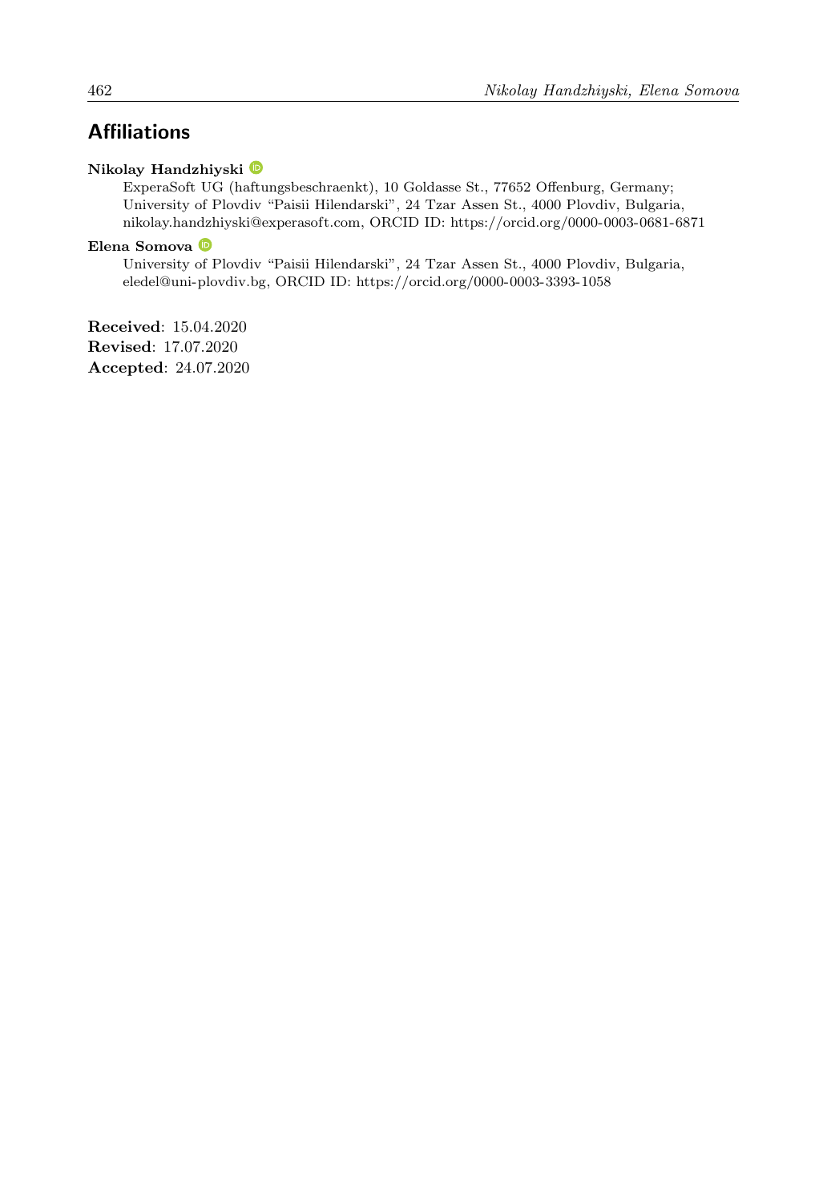## Affiliations

**Nikolay Handzhiyski**

ExperaSoft UG (haftungsbeschraenkt), 10 Goldasse St., 77652 Offenburg, Germany; University of Plovdiv "Paisii Hilendarski", 24 Tzar Assen St., 4000 Plovdiv, Bulgaria, nikolay.handzhiyski@experasoft.com, ORCID ID: https://orcid.org/0000-0003-0681-6871

**Elena Somova**

University of Plovdiv "Paisii Hilendarski", 24 Tzar Assen St., 4000 Plovdiv, Bulgaria, eledel@uni-plovdiv.bg, ORCID ID: https://orcid.org/0000-0003-3393-1058

**Received**: 15.04.2020
**Revised**: 17.07.2020
**Accepted**: 24.07.2020